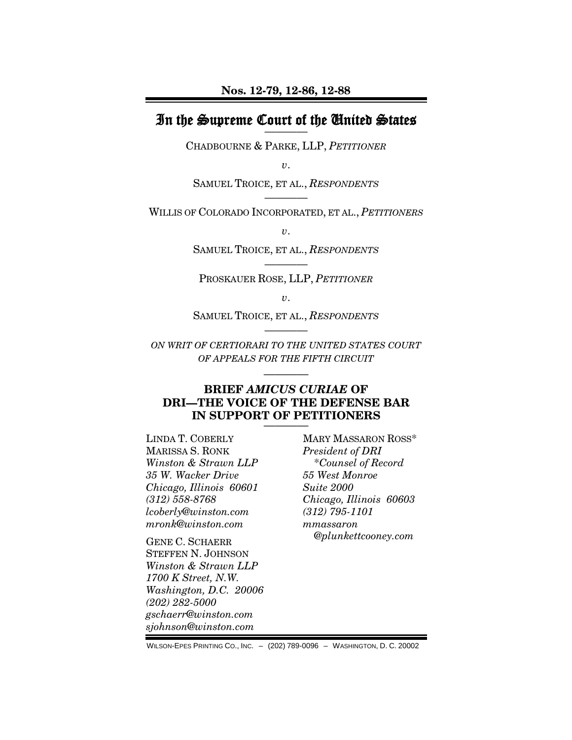**Nos. 12-79, 12-86, 12-88**

# In the Supreme Court of the United States

CHADBOURNE & PARKE, LLP, *PETITIONER*

*v.*

SAMUEL TROICE, ET AL., *RESPONDENTS*

WILLIS OF COLORADO INCORPORATED, ET AL., *PETITIONERS*

*v.*

SAMUEL TROICE, ET AL., *RESPONDENTS*

PROSKAUER ROSE, LLP, *PETITIONER*

*v.*

SAMUEL TROICE, ET AL., *RESPONDENTS*

*ON WRIT OF CERTIORARI TO THE UNITED STATES COURT OF APPEALS FOR THE FIFTH CIRCUIT*

## BRIEF *AMICUS CURIAE* OF DRI—THE VOICE OF THE DEFENSE BAR IN SUPPORT OF PETITIONERS

LINDA T. COBERLY
MARISSA S. RONK
*Winston & Strawn LLP*
*35 W. Wacker Drive*
*Chicago, Illinois 60601*
*(312) 558-8768*
*lcoberly@winston.com*
*mronk@winston.com*

GENE C. SCHAERR
STEFFEN N. JOHNSON
*Winston & Strawn LLP*
*1700 K Street, N.W.*
*Washington, D.C. 20006*
*(202) 282-5000*
*gschaerr@winston.com*
*sjohnson@winston.com*

MARY MASSARON ROSS*
*President of DRI*
*\*Counsel of Record*
*55 West Monroe*
*Suite 2000*
*Chicago, Illinois 60603*
*(312) 795-1101*
*mmassaron@plunkettcooney.com*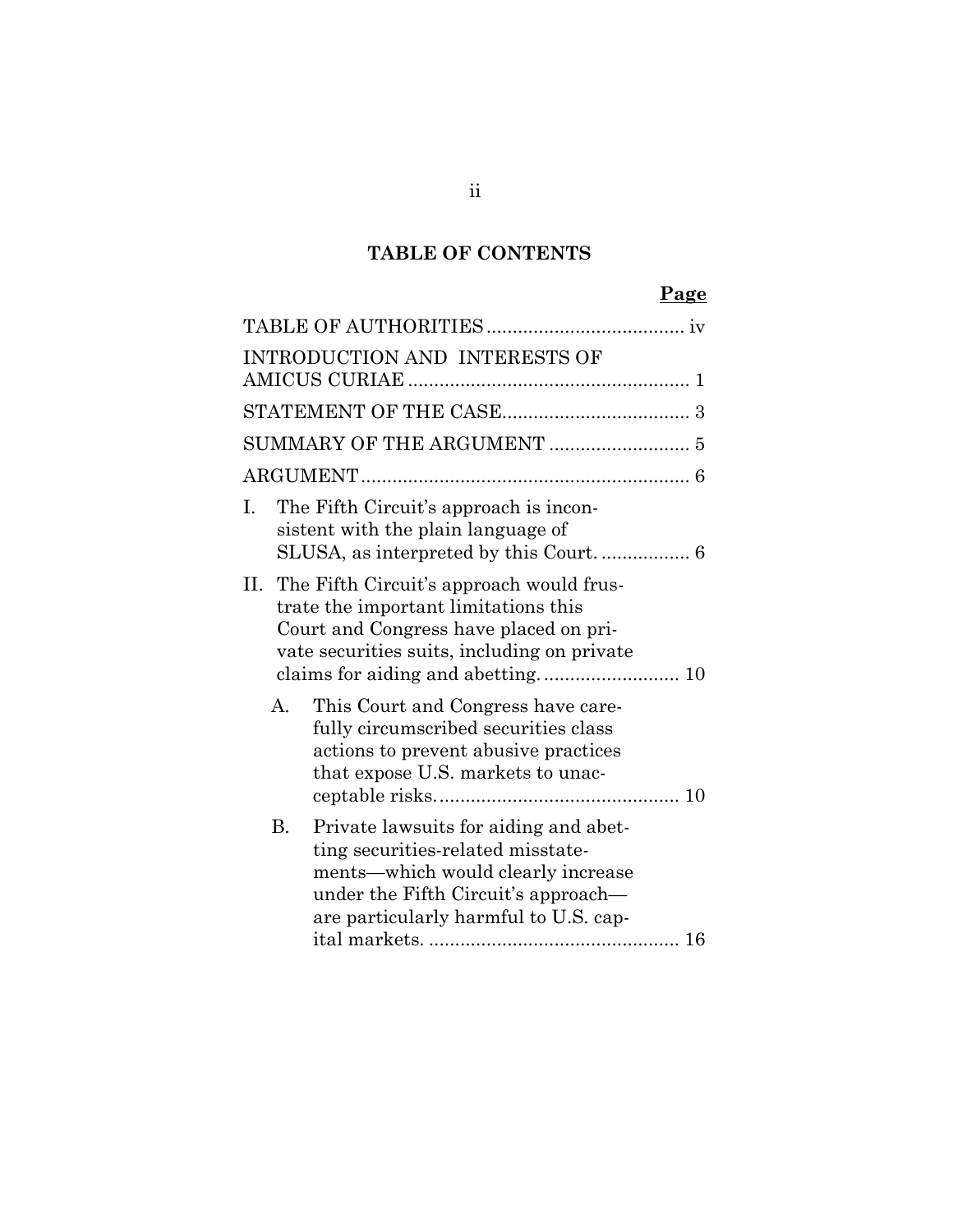# TABLE OF CONTENTS

| | Page |
|---|---|
| TABLE OF AUTHORITIES | iv |
| INTRODUCTION AND INTERESTS OF AMICUS CURIAE | 1 |
| STATEMENT OF THE CASE | 3 |
| SUMMARY OF THE ARGUMENT | 5 |
| ARGUMENT | 6 |
| I. The Fifth Circuit's approach is inconsistent with the plain language of SLUSA, as interpreted by this Court. | 6 |
| II. The Fifth Circuit's approach would frustrate the important limitations this Court and Congress have placed on private securities suits, including on private claims for aiding and abetting. | 10 |
| A. This Court and Congress have carefully circumscribed securities class actions to prevent abusive practices that expose U.S. markets to unacceptable risks. | 10 |
| B. Private lawsuits for aiding and abetting securities-related misstatements—which would clearly increase under the Fifth Circuit's approach—are particularly harmful to U.S. capital markets. | 16 |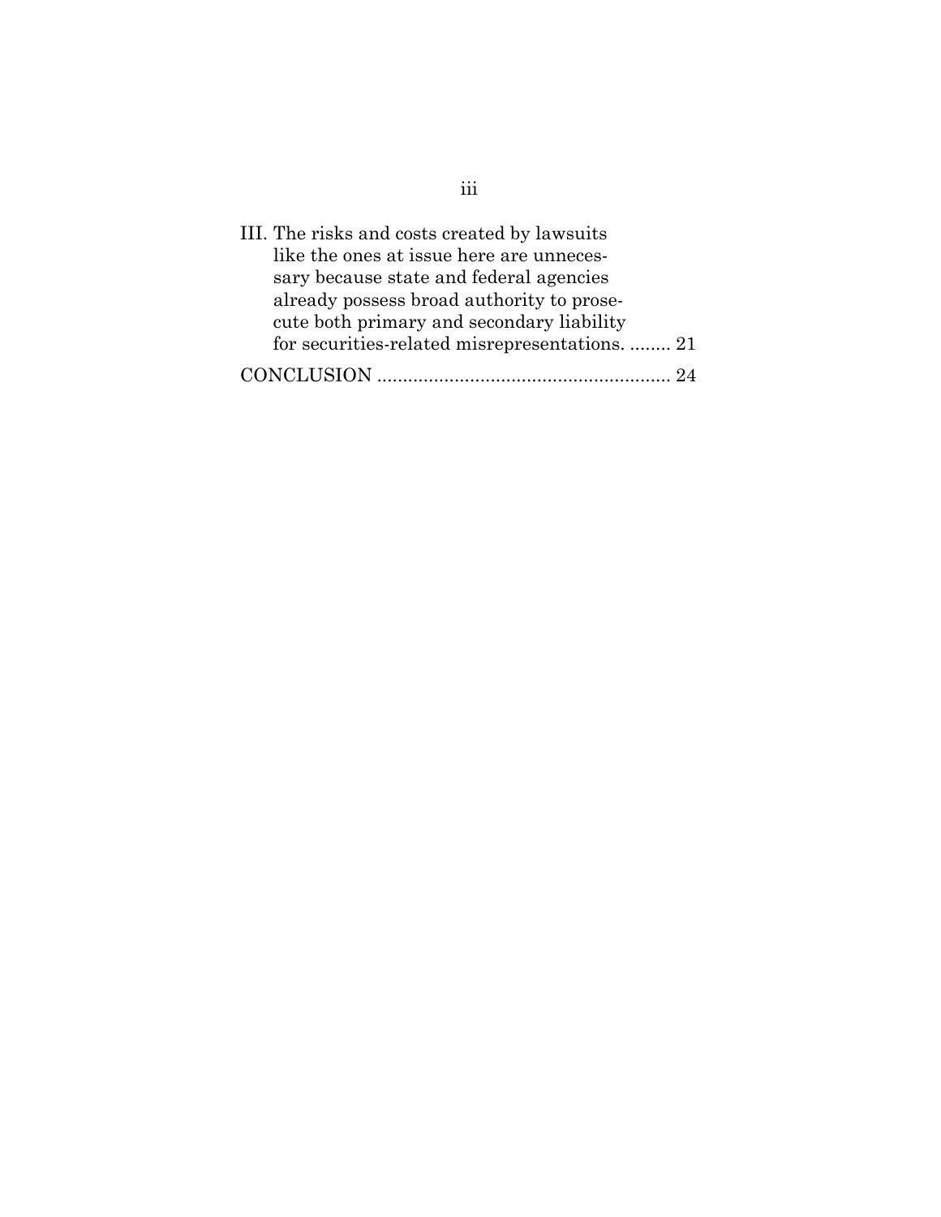III. The risks and costs created by lawsuits like the ones at issue here are unnecessary because state and federal agencies already possess broad authority to prosecute both primary and secondary liability for securities-related misrepresentations. ........ 21

CONCLUSION ........................................................ 24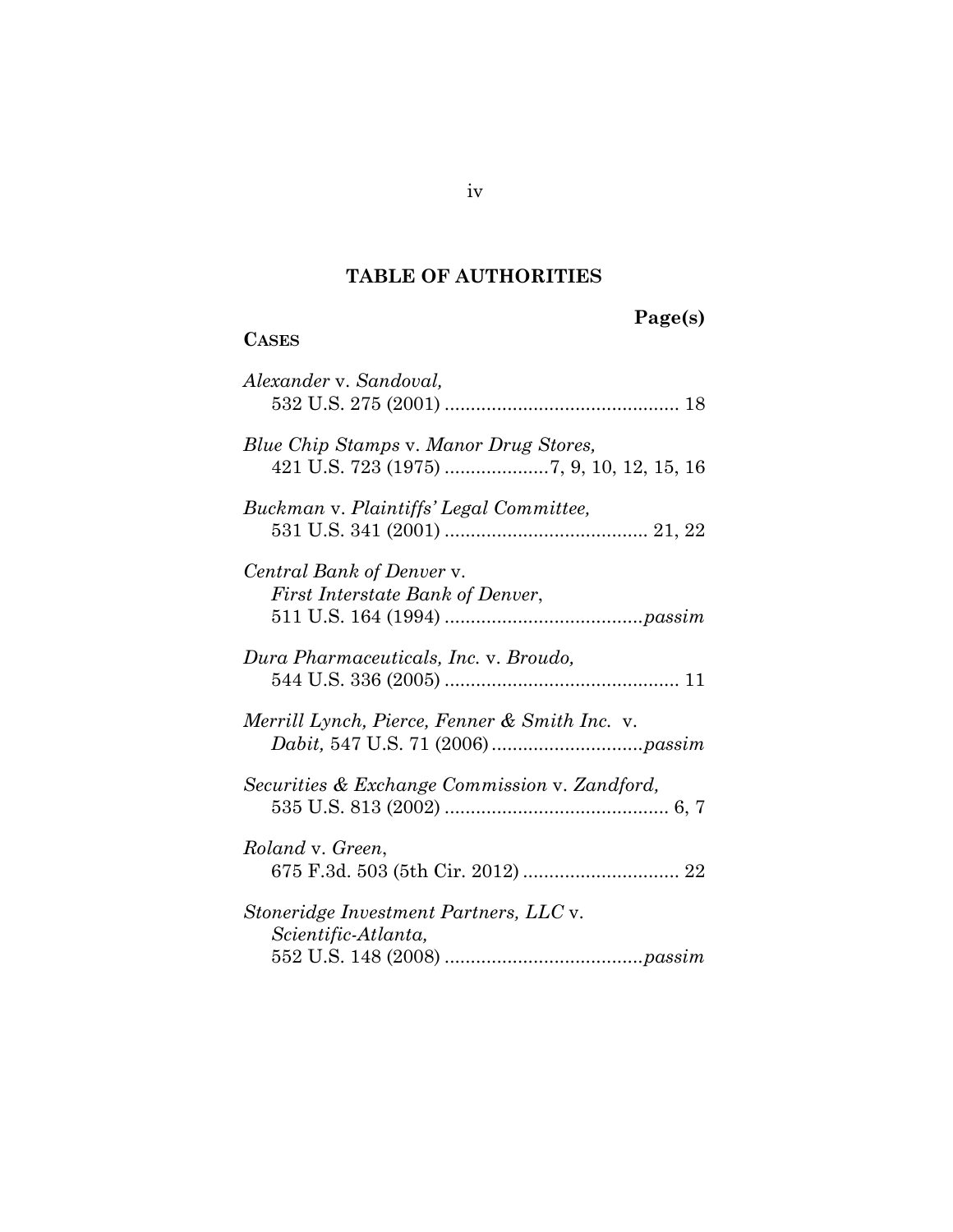## TABLE OF AUTHORITIES

**Page(s)**

**CASES**

*Alexander* v. *Sandoval*,
532 U.S. 275 (2001) ............................................ 18

*Blue Chip Stamps* v. *Manor Drug Stores*,
421 U.S. 723 (1975) ....................7, 9, 10, 12, 15, 16

*Buckman* v. *Plaintiffs' Legal Committee*,
531 U.S. 341 (2001) ...................................... 21, 22

*Central Bank of Denver* v.
*First Interstate Bank of Denver*,
511 U.S. 164 (1994) ......................................*passim*

*Dura Pharmaceuticals, Inc.* v. *Broudo*,
544 U.S. 336 (2005) ............................................ 11

*Merrill Lynch, Pierce, Fenner & Smith Inc.* v.
*Dabit*, 547 U.S. 71 (2006) .............................*passim*

*Securities & Exchange Commission* v. *Zandford*,
535 U.S. 813 (2002) .......................................... 6, 7

*Roland* v. *Green*,
675 F.3d. 503 (5th Cir. 2012) ............................. 22

*Stoneridge Investment Partners, LLC* v.
*Scientific-Atlanta*,
552 U.S. 148 (2008) ......................................*passim*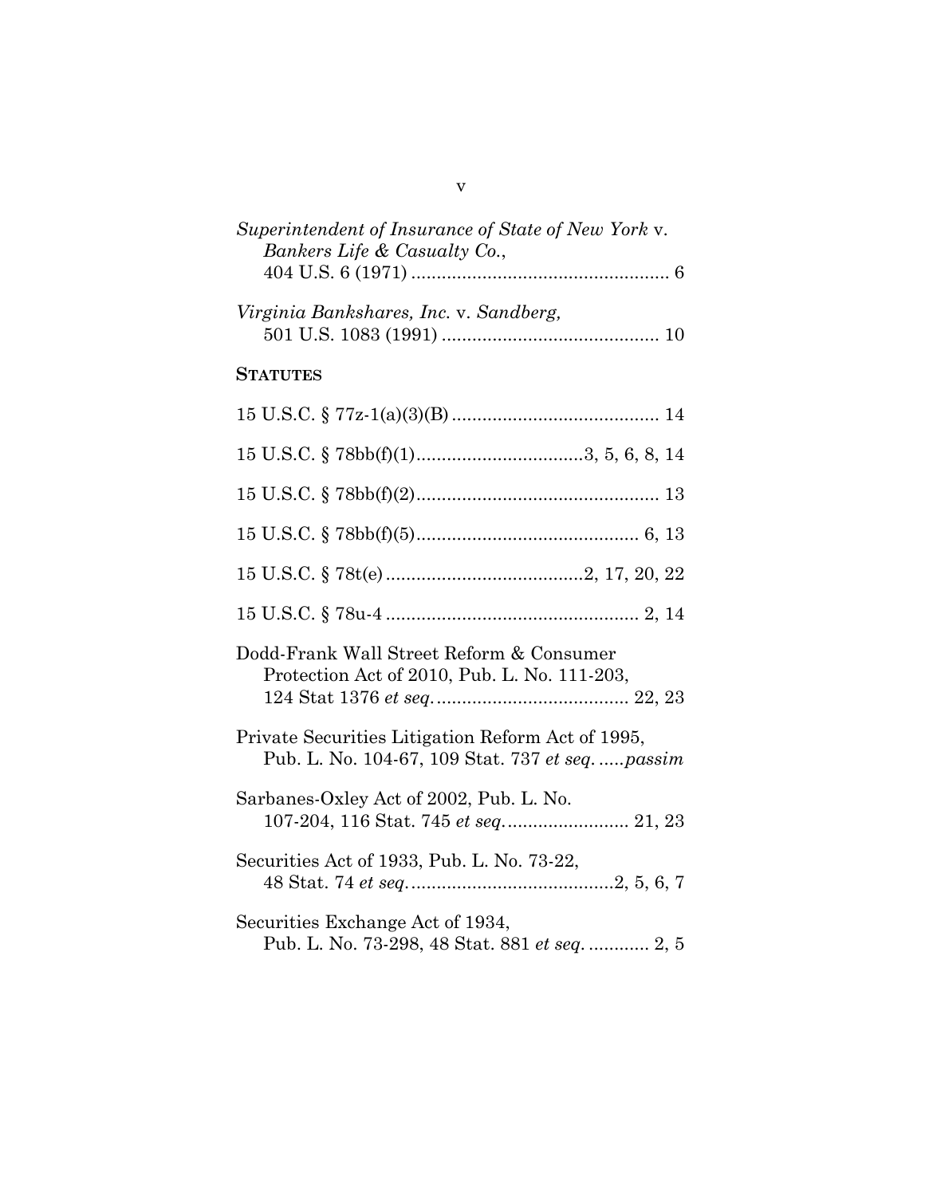*Superintendent of Insurance of State of New York* v. *Bankers Life & Casualty Co.*, 404 U.S. 6 (1971) .................................................. 6

*Virginia Bankshares, Inc.* v. *Sandberg,* 501 U.S. 1083 (1991) .......................................... 10

**STATUTES**

15 U.S.C. § 77z-1(a)(3)(B) ........................................ 14

15 U.S.C. § 78bb(f)(1)................................3, 5, 6, 8, 14

15 U.S.C. § 78bb(f)(2)............................................... 13

15 U.S.C. § 78bb(f)(5)........................................... 6, 13

15 U.S.C. § 78t(e) ......................................2, 17, 20, 22

15 U.S.C. § 78u-4 ................................................. 2, 14

Dodd-Frank Wall Street Reform & Consumer Protection Act of 2010, Pub. L. No. 111-203, 124 Stat 1376 *et seq.*..................................... 22, 23

Private Securities Litigation Reform Act of 1995, Pub. L. No. 104-67, 109 Stat. 737 *et seq.* .....*passim*

Sarbanes-Oxley Act of 2002, Pub. L. No. 107-204, 116 Stat. 745 *et seq.*........................ 21, 23

Securities Act of 1933, Pub. L. No. 73-22, 48 Stat. 74 *et seq.*........................................2, 5, 6, 7

Securities Exchange Act of 1934, Pub. L. No. 73-298, 48 Stat. 881 *et seq.* ............ 2, 5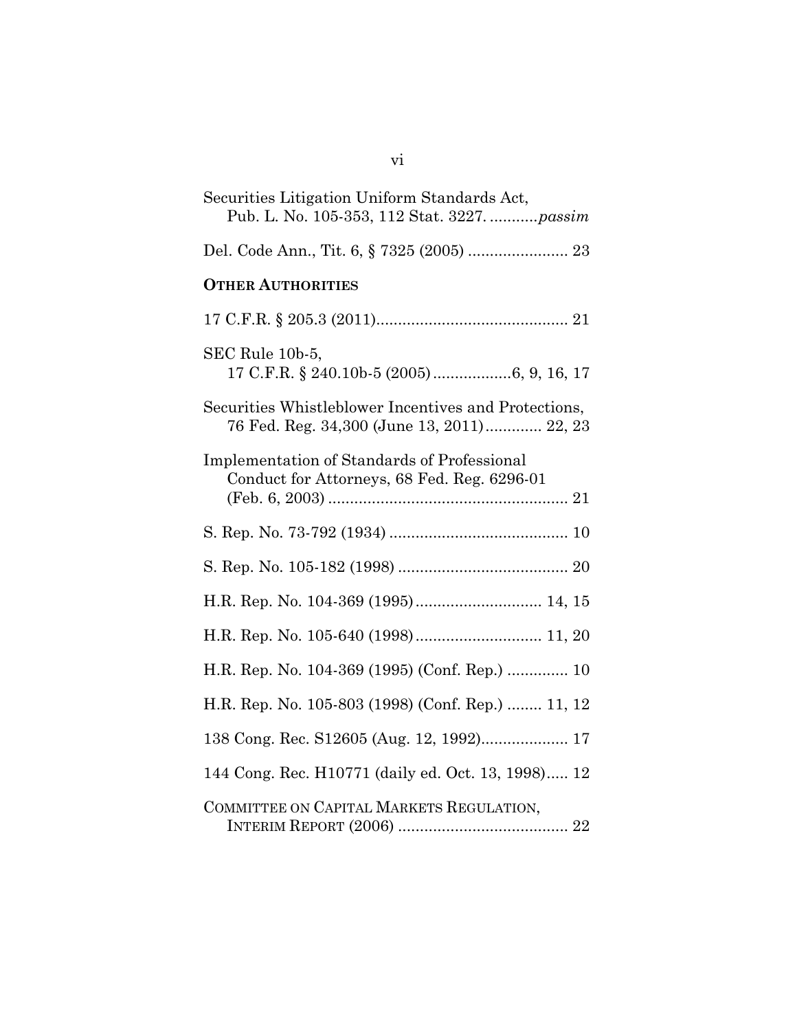Securities Litigation Uniform Standards Act, Pub. L. No. 105-353, 112 Stat. 3227. ...........*passim*

Del. Code Ann., Tit. 6, § 7325 (2005) ....................... 23

**OTHER AUTHORITIES**

17 C.F.R. § 205.3 (2011)............................................ 21

SEC Rule 10b-5, 17 C.F.R. § 240.10b-5 (2005) ..................6, 9, 16, 17

Securities Whistleblower Incentives and Protections, 76 Fed. Reg. 34,300 (June 13, 2011)............. 22, 23

Implementation of Standards of Professional Conduct for Attorneys, 68 Fed. Reg. 6296-01 (Feb. 6, 2003) ....................................................... 21

S. Rep. No. 73-792 (1934) ......................................... 10

S. Rep. No. 105-182 (1998) ....................................... 20

H.R. Rep. No. 104-369 (1995)............................. 14, 15

H.R. Rep. No. 105-640 (1998)............................. 11, 20

H.R. Rep. No. 104-369 (1995) (Conf. Rep.) .............. 10

H.R. Rep. No. 105-803 (1998) (Conf. Rep.) ........ 11, 12

138 Cong. Rec. S12605 (Aug. 12, 1992).................... 17

144 Cong. Rec. H10771 (daily ed. Oct. 13, 1998)..... 12

COMMITTEE ON CAPITAL MARKETS REGULATION, INTERIM REPORT (2006) ....................................... 22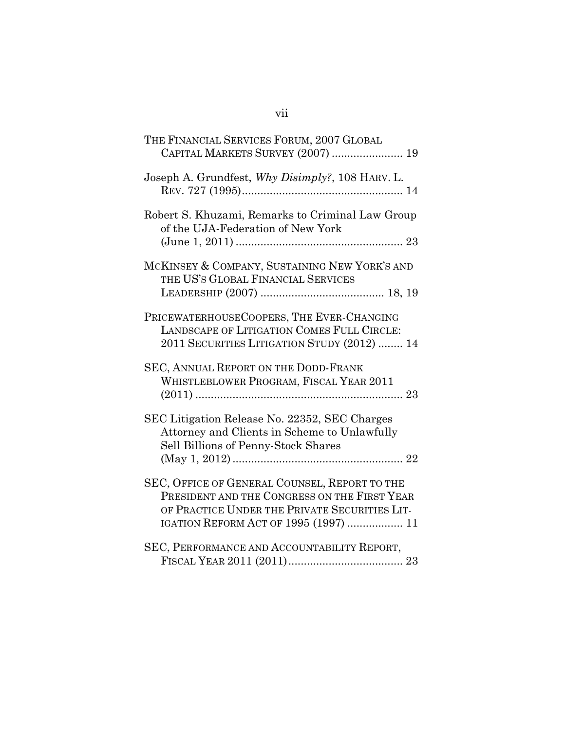THE FINANCIAL SERVICES FORUM, 2007 GLOBAL CAPITAL MARKETS SURVEY (2007) ....................... 19

Joseph A. Grundfest, *Why Disimply?*, 108 HARV. L. REV. 727 (1995)................................................... 14

Robert S. Khuzami, Remarks to Criminal Law Group of the UJA-Federation of New York (June 1, 2011) ..................................................... 23

MCKINSEY & COMPANY, SUSTAINING NEW YORK'S AND THE US'S GLOBAL FINANCIAL SERVICES LEADERSHIP (2007) ....................................... 18, 19

PRICEWATERHOUSECOOPERS, THE EVER-CHANGING LANDSCAPE OF LITIGATION COMES FULL CIRCLE: 2011 SECURITIES LITIGATION STUDY (2012) ........ 14

SEC, ANNUAL REPORT ON THE DODD-FRANK WHISTLEBLOWER PROGRAM, FISCAL YEAR 2011 (2011) .................................................................. 23

SEC Litigation Release No. 22352, SEC Charges Attorney and Clients in Scheme to Unlawfully Sell Billions of Penny-Stock Shares (May 1, 2012) ...................................................... 22

SEC, OFFICE OF GENERAL COUNSEL, REPORT TO THE PRESIDENT AND THE CONGRESS ON THE FIRST YEAR OF PRACTICE UNDER THE PRIVATE SECURITIES LITIGATION REFORM ACT OF 1995 (1997) .................. 11

SEC, PERFORMANCE AND ACCOUNTABILITY REPORT, FISCAL YEAR 2011 (2011).................................... 23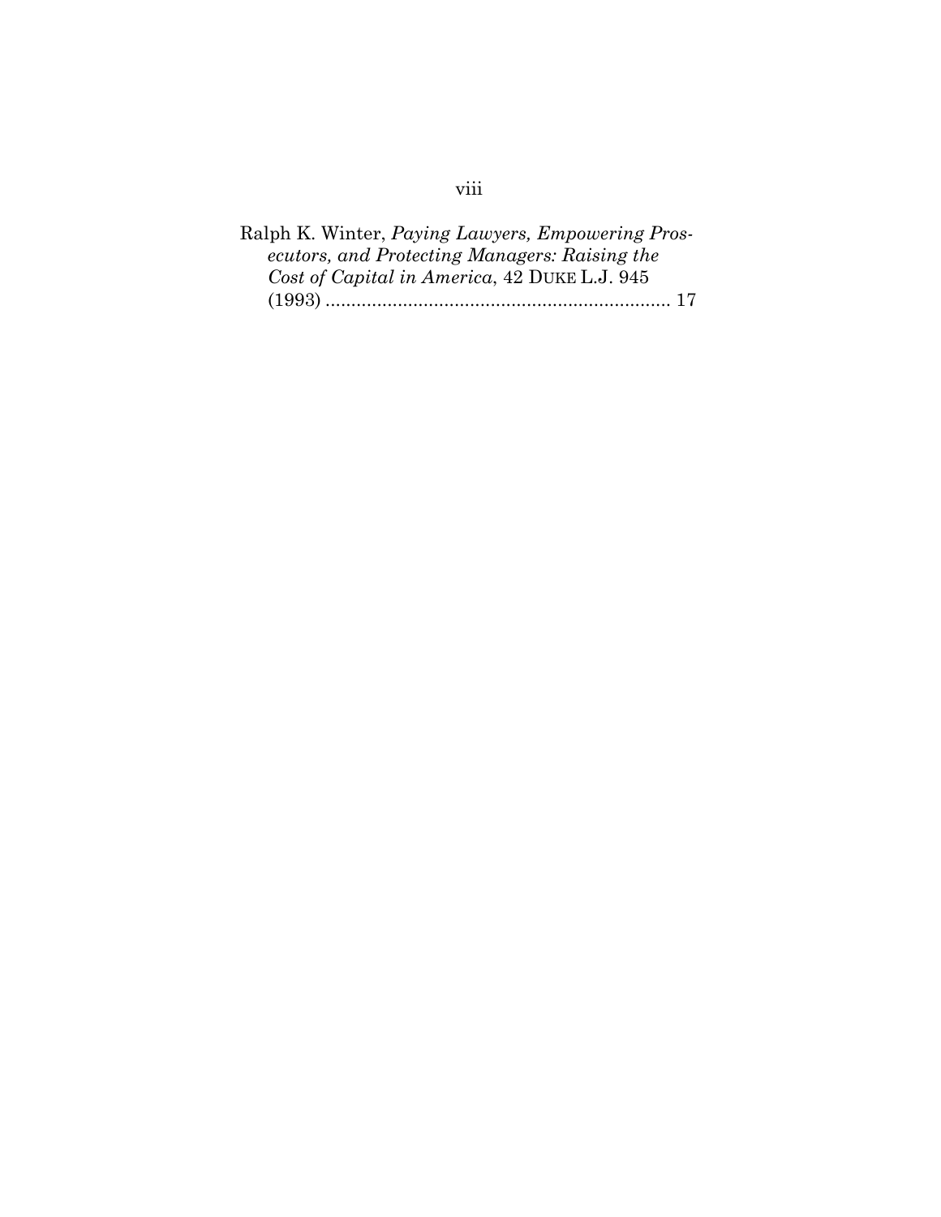Ralph K. Winter, *Paying Lawyers, Empowering Prosecutors, and Protecting Managers: Raising the Cost of Capital in America*, 42 DUKE L.J. 945 (1993) .................................................................. 17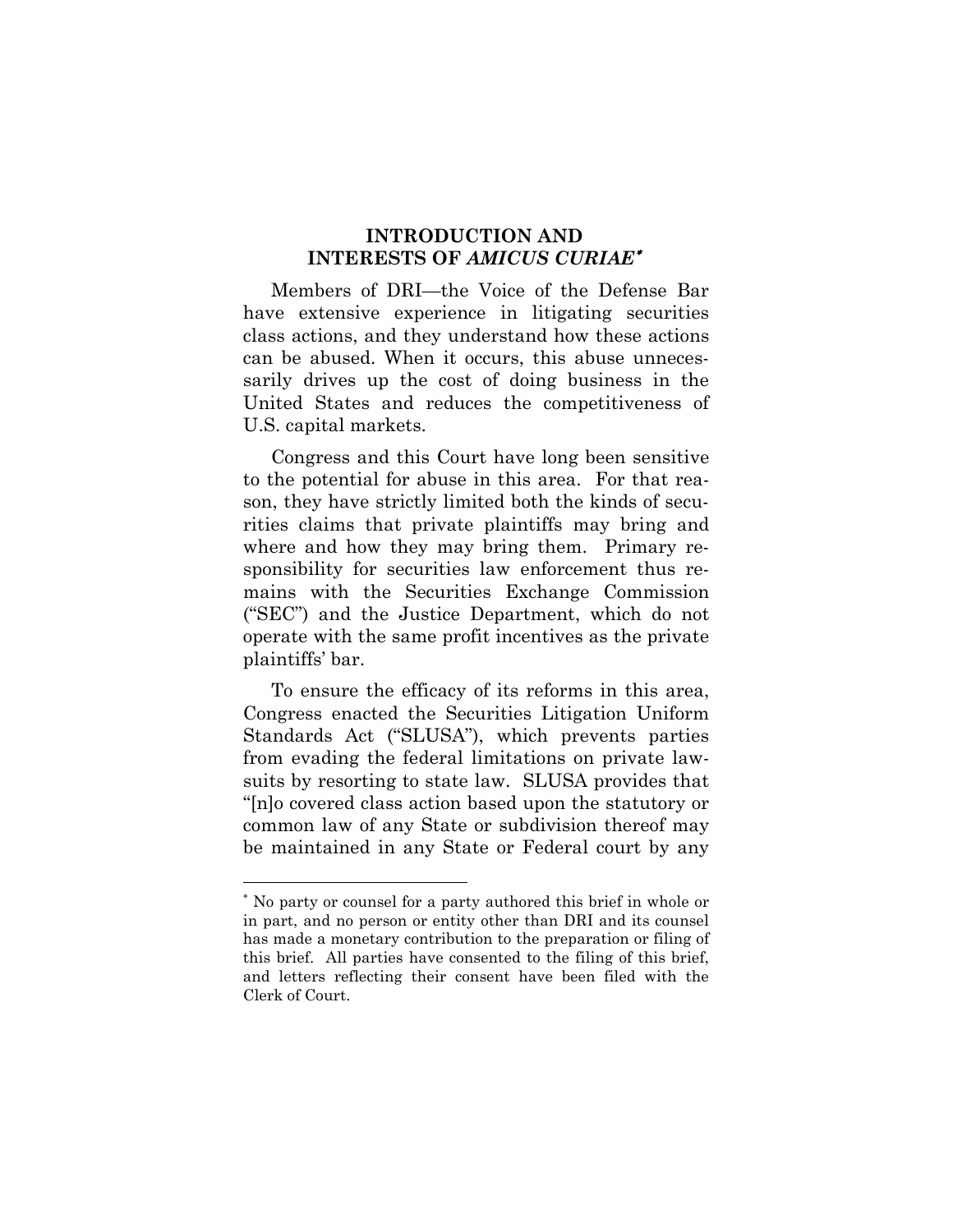## INTRODUCTION AND INTERESTS OF *AMICUS CURIAE*\*

Members of DRI—the Voice of the Defense Bar have extensive experience in litigating securities class actions, and they understand how these actions can be abused. When it occurs, this abuse unnecessarily drives up the cost of doing business in the United States and reduces the competitiveness of U.S. capital markets.

Congress and this Court have long been sensitive to the potential for abuse in this area. For that reason, they have strictly limited both the kinds of securities claims that private plaintiffs may bring and where and how they may bring them. Primary responsibility for securities law enforcement thus remains with the Securities Exchange Commission ("SEC") and the Justice Department, which do not operate with the same profit incentives as the private plaintiffs' bar.

To ensure the efficacy of its reforms in this area, Congress enacted the Securities Litigation Uniform Standards Act ("SLUSA"), which prevents parties from evading the federal limitations on private lawsuits by resorting to state law. SLUSA provides that "[n]o covered class action based upon the statutory or common law of any State or subdivision thereof may be maintained in any State or Federal court by any

---

\* No party or counsel for a party authored this brief in whole or in part, and no person or entity other than DRI and its counsel has made a monetary contribution to the preparation or filing of this brief. All parties have consented to the filing of this brief, and letters reflecting their consent have been filed with the Clerk of Court.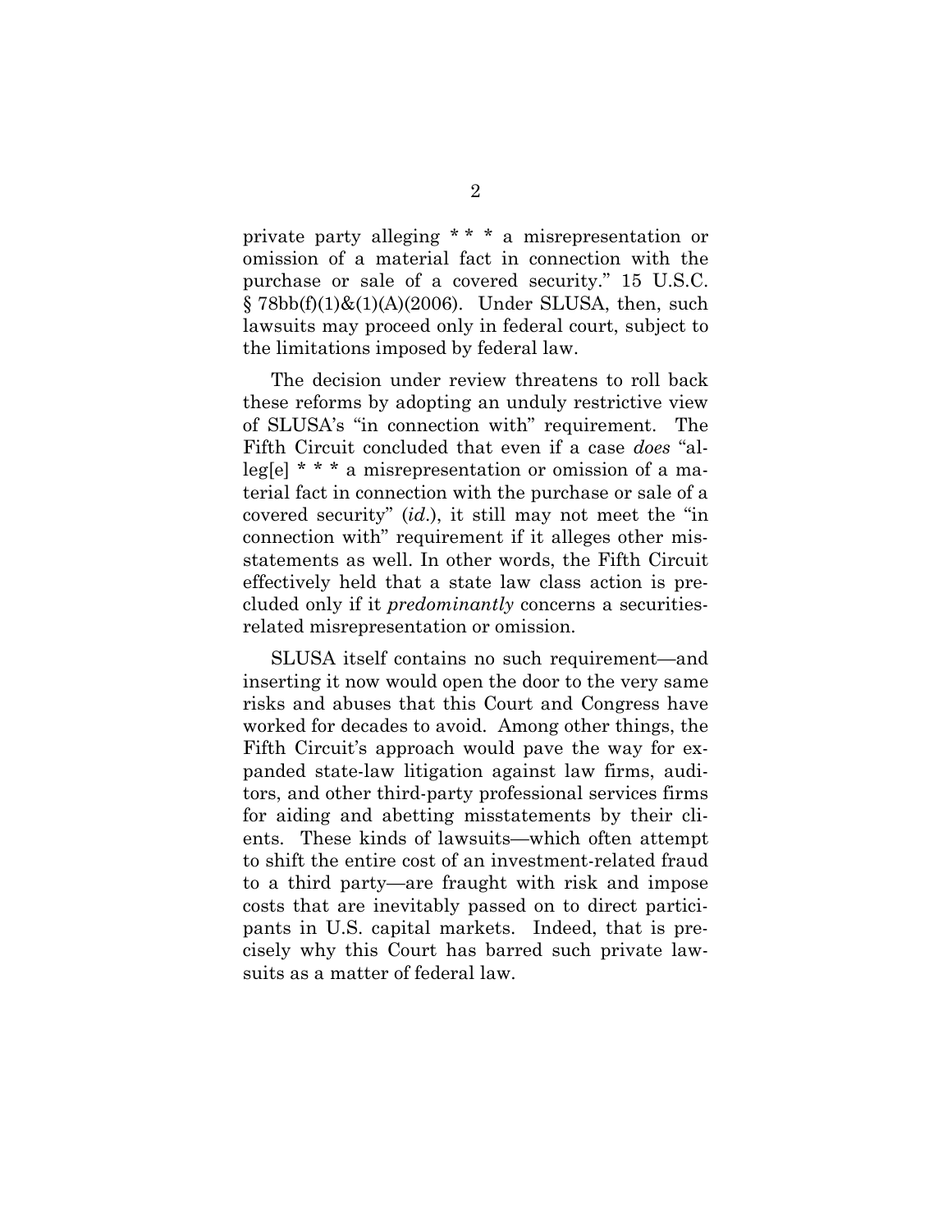private party alleging * * * a misrepresentation or omission of a material fact in connection with the purchase or sale of a covered security." 15 U.S.C. § 78bb(f)(1)&(1)(A)(2006). Under SLUSA, then, such lawsuits may proceed only in federal court, subject to the limitations imposed by federal law.

The decision under review threatens to roll back these reforms by adopting an unduly restrictive view of SLUSA's "in connection with" requirement. The Fifth Circuit concluded that even if a case *does* "alleg[e] * * * a misrepresentation or omission of a material fact in connection with the purchase or sale of a covered security" (*id.*), it still may not meet the "in connection with" requirement if it alleges other misstatements as well. In other words, the Fifth Circuit effectively held that a state law class action is precluded only if it *predominantly* concerns a securities-related misrepresentation or omission.

SLUSA itself contains no such requirement—and inserting it now would open the door to the very same risks and abuses that this Court and Congress have worked for decades to avoid. Among other things, the Fifth Circuit's approach would pave the way for expanded state-law litigation against law firms, auditors, and other third-party professional services firms for aiding and abetting misstatements by their clients. These kinds of lawsuits—which often attempt to shift the entire cost of an investment-related fraud to a third party—are fraught with risk and impose costs that are inevitably passed on to direct participants in U.S. capital markets. Indeed, that is precisely why this Court has barred such private lawsuits as a matter of federal law.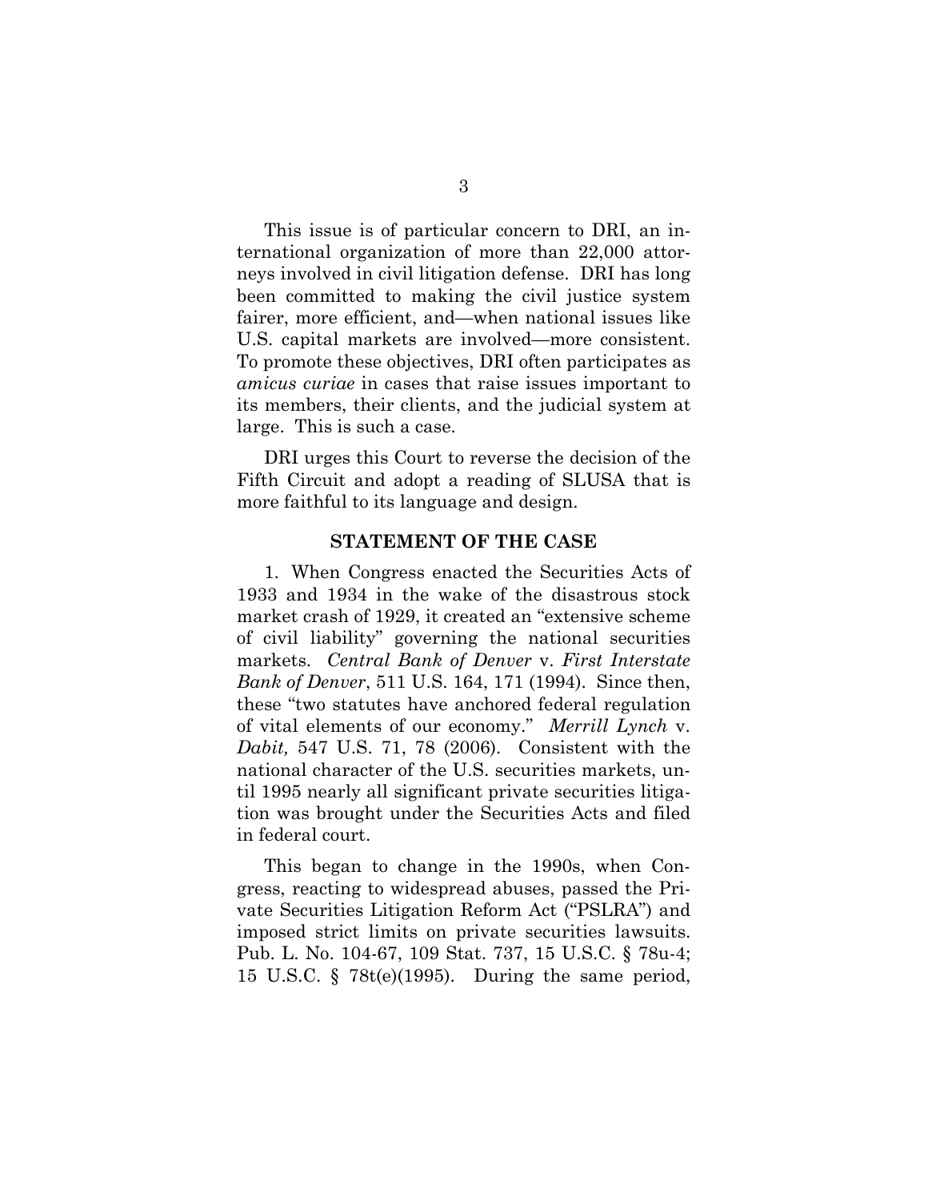This issue is of particular concern to DRI, an international organization of more than 22,000 attorneys involved in civil litigation defense. DRI has long been committed to making the civil justice system fairer, more efficient, and—when national issues like U.S. capital markets are involved—more consistent. To promote these objectives, DRI often participates as *amicus curiae* in cases that raise issues important to its members, their clients, and the judicial system at large. This is such a case.

DRI urges this Court to reverse the decision of the Fifth Circuit and adopt a reading of SLUSA that is more faithful to its language and design.

## STATEMENT OF THE CASE

1. When Congress enacted the Securities Acts of 1933 and 1934 in the wake of the disastrous stock market crash of 1929, it created an "extensive scheme of civil liability" governing the national securities markets. *Central Bank of Denver* v. *First Interstate Bank of Denver*, 511 U.S. 164, 171 (1994). Since then, these "two statutes have anchored federal regulation of vital elements of our economy." *Merrill Lynch* v. *Dabit,* 547 U.S. 71, 78 (2006). Consistent with the national character of the U.S. securities markets, until 1995 nearly all significant private securities litigation was brought under the Securities Acts and filed in federal court.

This began to change in the 1990s, when Congress, reacting to widespread abuses, passed the Private Securities Litigation Reform Act ("PSLRA") and imposed strict limits on private securities lawsuits. Pub. L. No. 104-67, 109 Stat. 737, 15 U.S.C. § 78u-4; 15 U.S.C. § 78t(e)(1995). During the same period,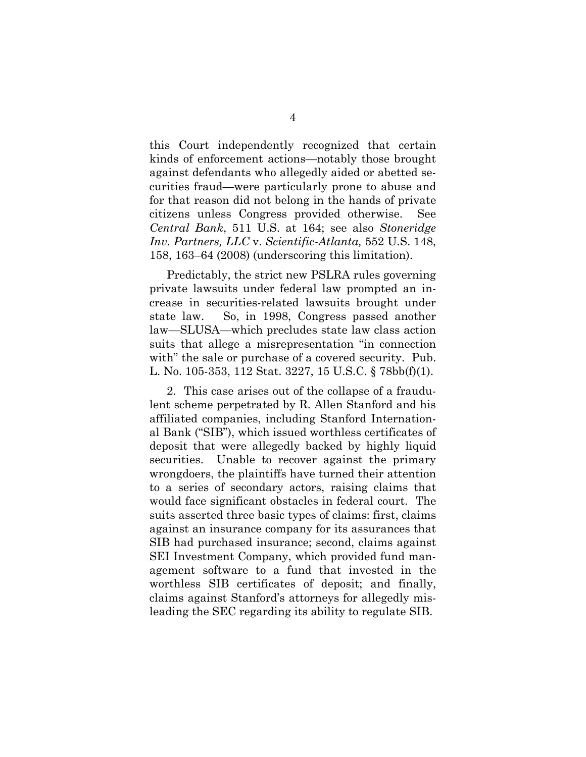this Court independently recognized that certain kinds of enforcement actions—notably those brought against defendants who allegedly aided or abetted securities fraud—were particularly prone to abuse and for that reason did not belong in the hands of private citizens unless Congress provided otherwise. See *Central Bank*, 511 U.S. at 164; see also *Stoneridge Inv. Partners, LLC* v. *Scientific-Atlanta,* 552 U.S. 148, 158, 163–64 (2008) (underscoring this limitation).

Predictably, the strict new PSLRA rules governing private lawsuits under federal law prompted an increase in securities-related lawsuits brought under state law. So, in 1998, Congress passed another law—SLUSA—which precludes state law class action suits that allege a misrepresentation "in connection with" the sale or purchase of a covered security. Pub. L. No. 105-353, 112 Stat. 3227, 15 U.S.C. § 78bb(f)(1).

2. This case arises out of the collapse of a fraudulent scheme perpetrated by R. Allen Stanford and his affiliated companies, including Stanford International Bank ("SIB"), which issued worthless certificates of deposit that were allegedly backed by highly liquid securities. Unable to recover against the primary wrongdoers, the plaintiffs have turned their attention to a series of secondary actors, raising claims that would face significant obstacles in federal court. The suits asserted three basic types of claims: first, claims against an insurance company for its assurances that SIB had purchased insurance; second, claims against SEI Investment Company, which provided fund management software to a fund that invested in the worthless SIB certificates of deposit; and finally, claims against Stanford's attorneys for allegedly misleading the SEC regarding its ability to regulate SIB.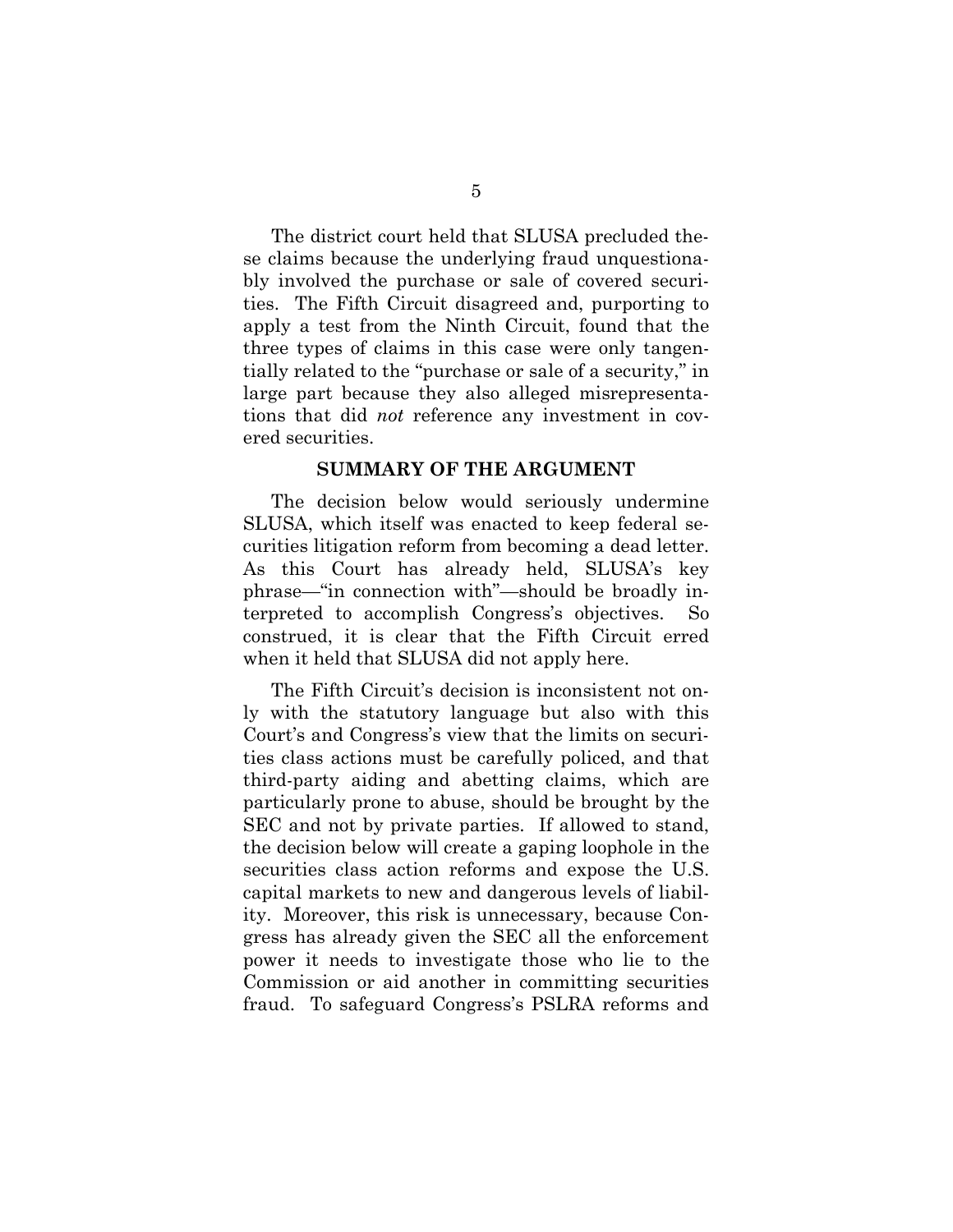The district court held that SLUSA precluded these claims because the underlying fraud unquestionably involved the purchase or sale of covered securities. The Fifth Circuit disagreed and, purporting to apply a test from the Ninth Circuit, found that the three types of claims in this case were only tangentially related to the "purchase or sale of a security," in large part because they also alleged misrepresentations that did *not* reference any investment in covered securities.

## SUMMARY OF THE ARGUMENT

The decision below would seriously undermine SLUSA, which itself was enacted to keep federal securities litigation reform from becoming a dead letter. As this Court has already held, SLUSA's key phrase—"in connection with"—should be broadly interpreted to accomplish Congress's objectives. So construed, it is clear that the Fifth Circuit erred when it held that SLUSA did not apply here.

The Fifth Circuit's decision is inconsistent not only with the statutory language but also with this Court's and Congress's view that the limits on securities class actions must be carefully policed, and that third-party aiding and abetting claims, which are particularly prone to abuse, should be brought by the SEC and not by private parties. If allowed to stand, the decision below will create a gaping loophole in the securities class action reforms and expose the U.S. capital markets to new and dangerous levels of liability. Moreover, this risk is unnecessary, because Congress has already given the SEC all the enforcement power it needs to investigate those who lie to the Commission or aid another in committing securities fraud. To safeguard Congress's PSLRA reforms and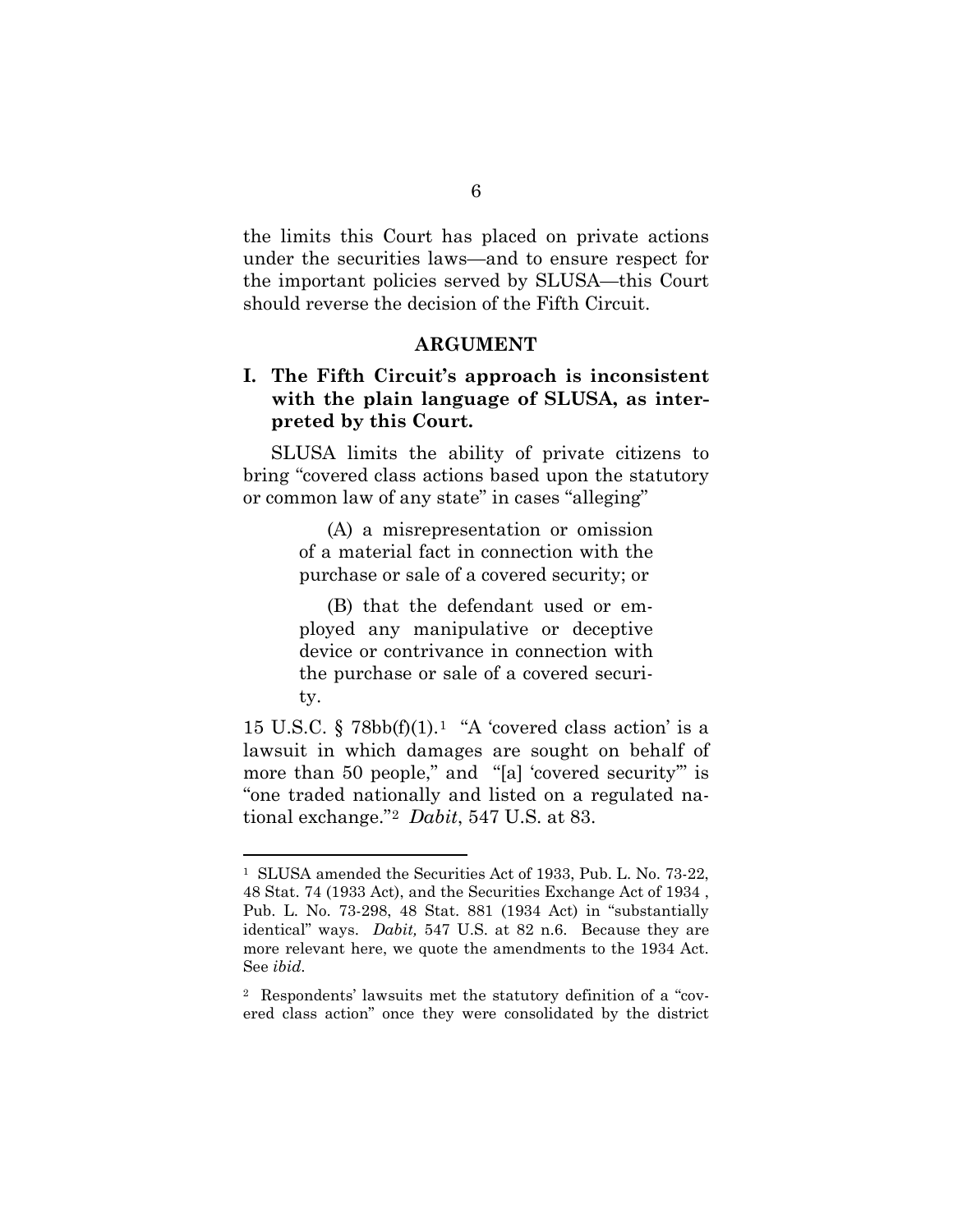the limits this Court has placed on private actions under the securities laws—and to ensure respect for the important policies served by SLUSA—this Court should reverse the decision of the Fifth Circuit.

## ARGUMENT

### I. The Fifth Circuit's approach is inconsistent with the plain language of SLUSA, as interpreted by this Court.

SLUSA limits the ability of private citizens to bring "covered class actions based upon the statutory or common law of any state" in cases "alleging"

> (A) a misrepresentation or omission of a material fact in connection with the purchase or sale of a covered security; or
>
> (B) that the defendant used or employed any manipulative or deceptive device or contrivance in connection with the purchase or sale of a covered security.

15 U.S.C. § 78bb(f)(1).[1] "A 'covered class action' is a lawsuit in which damages are sought on behalf of more than 50 people," and "[a] 'covered security'" is "one traded nationally and listed on a regulated national exchange."[2] *Dabit*, 547 U.S. at 83.

---

[1] SLUSA amended the Securities Act of 1933, Pub. L. No. 73-22, 48 Stat. 74 (1933 Act), and the Securities Exchange Act of 1934 , Pub. L. No. 73-298, 48 Stat. 881 (1934 Act) in "substantially identical" ways. *Dabit,* 547 U.S. at 82 n.6. Because they are more relevant here, we quote the amendments to the 1934 Act. See *ibid.*

[2] Respondents' lawsuits met the statutory definition of a "covered class action" once they were consolidated by the district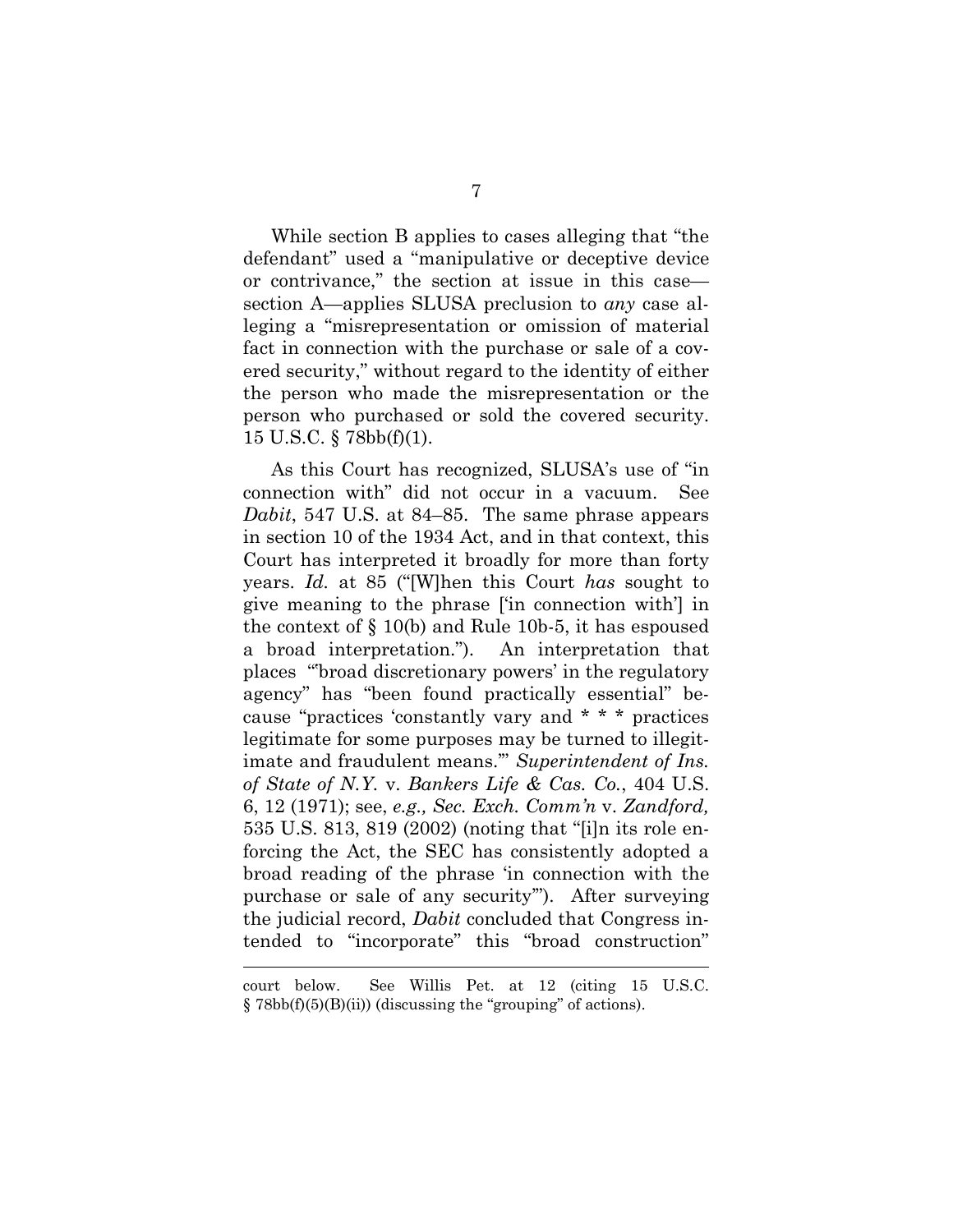While section B applies to cases alleging that "the defendant" used a "manipulative or deceptive device or contrivance," the section at issue in this case—section A—applies SLUSA preclusion to *any* case alleging a "misrepresentation or omission of material fact in connection with the purchase or sale of a covered security," without regard to the identity of either the person who made the misrepresentation or the person who purchased or sold the covered security. 15 U.S.C. § 78bb(f)(1).

As this Court has recognized, SLUSA's use of "in connection with" did not occur in a vacuum. See *Dabit*, 547 U.S. at 84–85. The same phrase appears in section 10 of the 1934 Act, and in that context, this Court has interpreted it broadly for more than forty years. *Id.* at 85 ("[W]hen this Court *has* sought to give meaning to the phrase ['in connection with'] in the context of § 10(b) and Rule 10b-5, it has espoused a broad interpretation."). An interpretation that places "'broad discretionary powers' in the regulatory agency" has "been found practically essential" because "practices 'constantly vary and * * * practices legitimate for some purposes may be turned to illegitimate and fraudulent means.'" *Superintendent of Ins. of State of N.Y.* v. *Bankers Life & Cas. Co.*, 404 U.S. 6, 12 (1971); see, *e.g., Sec. Exch. Comm'n* v. *Zandford,* 535 U.S. 813, 819 (2002) (noting that "[i]n its role enforcing the Act, the SEC has consistently adopted a broad reading of the phrase 'in connection with the purchase or sale of any security'"). After surveying the judicial record, *Dabit* concluded that Congress intended to "incorporate" this "broad construction"

court below. See Willis Pet. at 12 (citing 15 U.S.C. § 78bb(f)(5)(B)(ii)) (discussing the "grouping" of actions).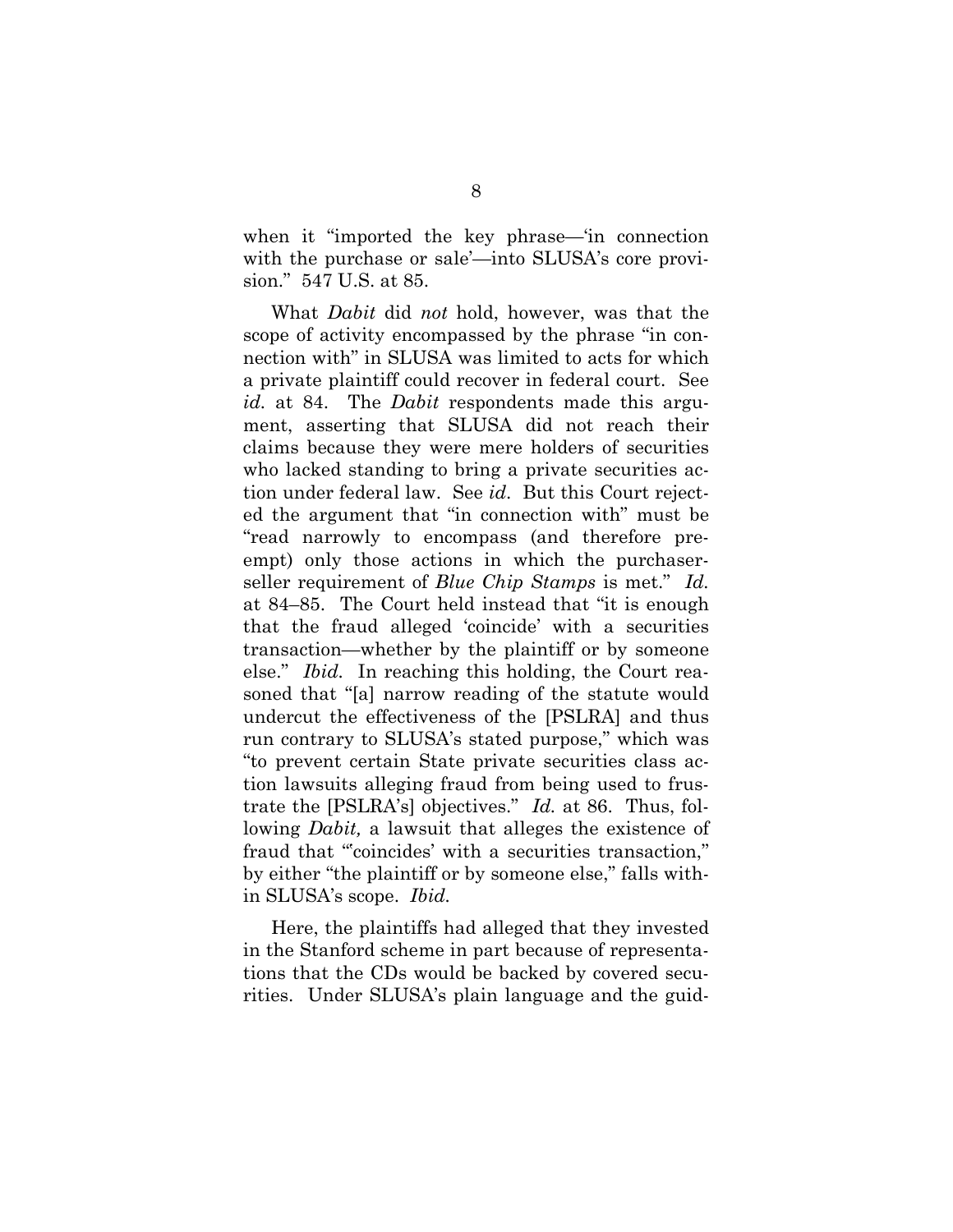when it "imported the key phrase—'in connection with the purchase or sale'—into SLUSA's core provision." 547 U.S. at 85.

What *Dabit* did *not* hold, however, was that the scope of activity encompassed by the phrase "in connection with" in SLUSA was limited to acts for which a private plaintiff could recover in federal court. See *id.* at 84. The *Dabit* respondents made this argument, asserting that SLUSA did not reach their claims because they were mere holders of securities who lacked standing to bring a private securities action under federal law. See *id*. But this Court rejected the argument that "in connection with" must be "read narrowly to encompass (and therefore preempt) only those actions in which the purchaser-seller requirement of *Blue Chip Stamps* is met." *Id.* at 84–85. The Court held instead that "it is enough that the fraud alleged 'coincide' with a securities transaction—whether by the plaintiff or by someone else." *Ibid.* In reaching this holding, the Court reasoned that "[a] narrow reading of the statute would undercut the effectiveness of the [PSLRA] and thus run contrary to SLUSA's stated purpose," which was "to prevent certain State private securities class action lawsuits alleging fraud from being used to frustrate the [PSLRA's] objectives." *Id.* at 86. Thus, following *Dabit,* a lawsuit that alleges the existence of fraud that "'coincides' with a securities transaction," by either "the plaintiff or by someone else," falls within SLUSA's scope. *Ibid.*

Here, the plaintiffs had alleged that they invested in the Stanford scheme in part because of representations that the CDs would be backed by covered securities. Under SLUSA's plain language and the guid-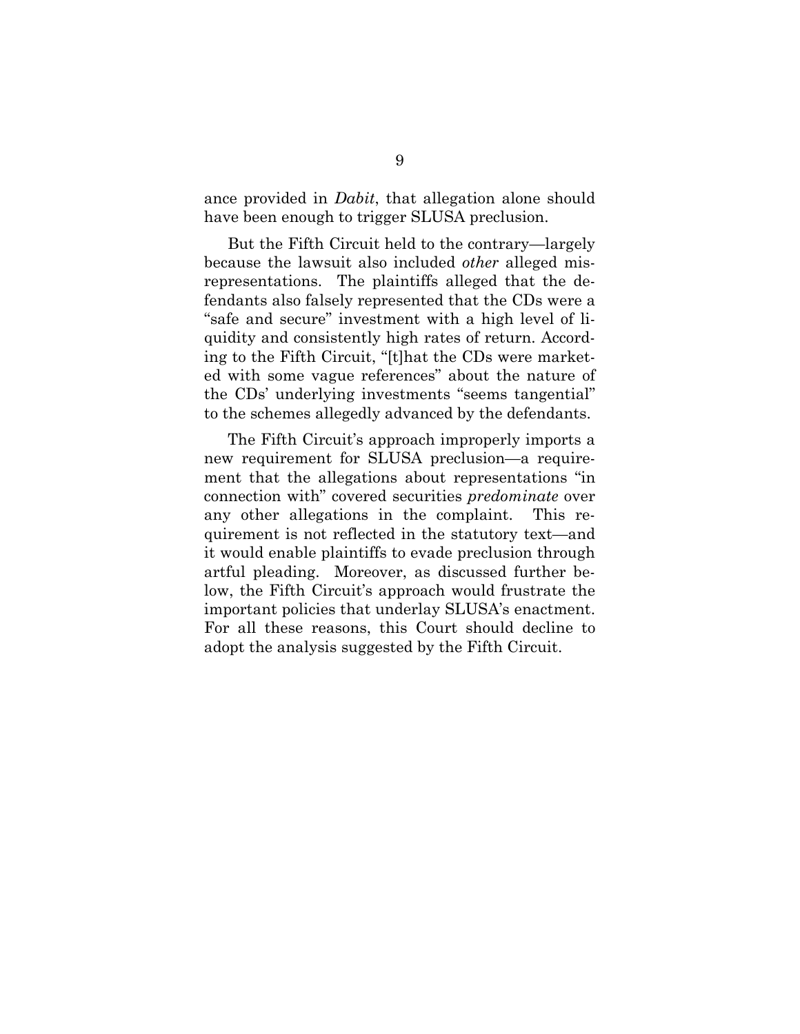ance provided in *Dabit*, that allegation alone should have been enough to trigger SLUSA preclusion.

But the Fifth Circuit held to the contrary—largely because the lawsuit also included *other* alleged misrepresentations. The plaintiffs alleged that the defendants also falsely represented that the CDs were a "safe and secure" investment with a high level of liquidity and consistently high rates of return. According to the Fifth Circuit, "[t]hat the CDs were marketed with some vague references" about the nature of the CDs' underlying investments "seems tangential" to the schemes allegedly advanced by the defendants.

The Fifth Circuit's approach improperly imports a new requirement for SLUSA preclusion—a requirement that the allegations about representations "in connection with" covered securities *predominate* over any other allegations in the complaint. This requirement is not reflected in the statutory text—and it would enable plaintiffs to evade preclusion through artful pleading. Moreover, as discussed further below, the Fifth Circuit's approach would frustrate the important policies that underlay SLUSA's enactment. For all these reasons, this Court should decline to adopt the analysis suggested by the Fifth Circuit.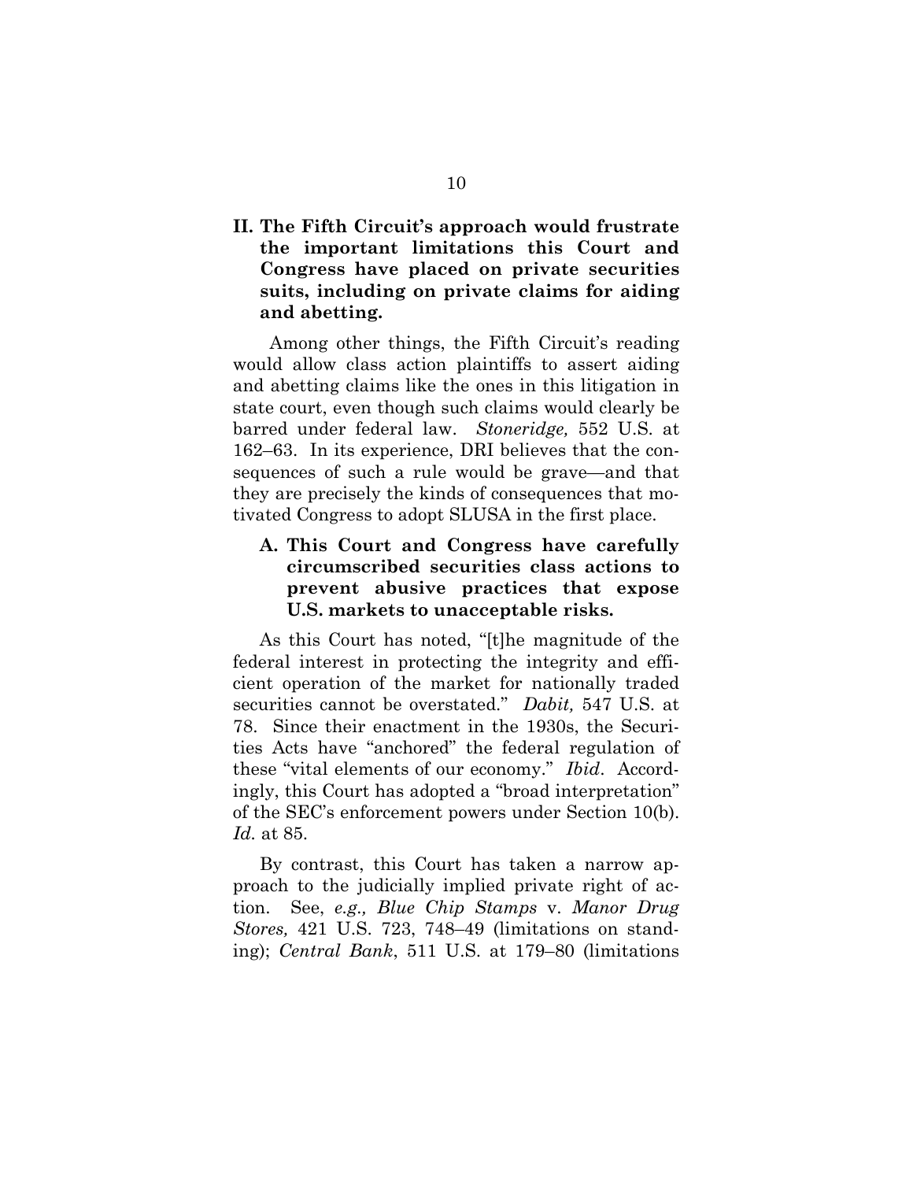## II. The Fifth Circuit's approach would frustrate the important limitations this Court and Congress have placed on private securities suits, including on private claims for aiding and abetting.

Among other things, the Fifth Circuit's reading would allow class action plaintiffs to assert aiding and abetting claims like the ones in this litigation in state court, even though such claims would clearly be barred under federal law. *Stoneridge,* 552 U.S. at 162–63. In its experience, DRI believes that the consequences of such a rule would be grave—and that they are precisely the kinds of consequences that motivated Congress to adopt SLUSA in the first place.

### A. This Court and Congress have carefully circumscribed securities class actions to prevent abusive practices that expose U.S. markets to unacceptable risks.

As this Court has noted, "[t]he magnitude of the federal interest in protecting the integrity and efficient operation of the market for nationally traded securities cannot be overstated." *Dabit,* 547 U.S. at 78. Since their enactment in the 1930s, the Securities Acts have "anchored" the federal regulation of these "vital elements of our economy." *Ibid*. Accordingly, this Court has adopted a "broad interpretation" of the SEC's enforcement powers under Section 10(b). *Id.* at 85.

By contrast, this Court has taken a narrow approach to the judicially implied private right of action. See, *e.g., Blue Chip Stamps* v. *Manor Drug Stores,* 421 U.S. 723, 748–49 (limitations on standing); *Central Bank*, 511 U.S. at 179–80 (limitations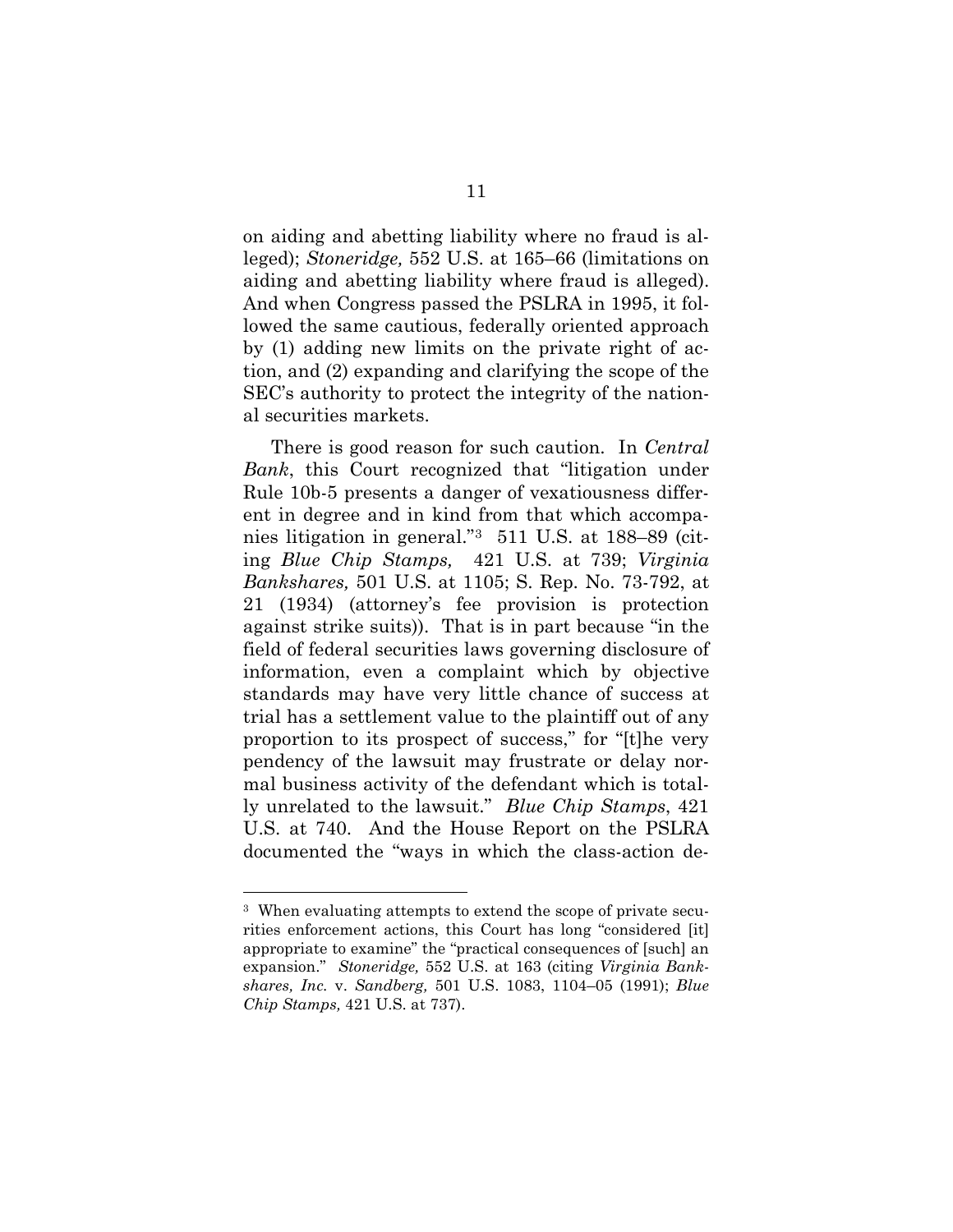on aiding and abetting liability where no fraud is alleged); *Stoneridge,* 552 U.S. at 165–66 (limitations on aiding and abetting liability where fraud is alleged). And when Congress passed the PSLRA in 1995, it followed the same cautious, federally oriented approach by (1) adding new limits on the private right of action, and (2) expanding and clarifying the scope of the SEC's authority to protect the integrity of the national securities markets.

There is good reason for such caution. In *Central Bank*, this Court recognized that "litigation under Rule 10b-5 presents a danger of vexatiousness different in degree and in kind from that which accompanies litigation in general."[3] 511 U.S. at 188–89 (citing *Blue Chip Stamps,* 421 U.S. at 739; *Virginia Bankshares,* 501 U.S. at 1105; S. Rep. No. 73-792, at 21 (1934) (attorney's fee provision is protection against strike suits)). That is in part because "in the field of federal securities laws governing disclosure of information, even a complaint which by objective standards may have very little chance of success at trial has a settlement value to the plaintiff out of any proportion to its prospect of success," for "[t]he very pendency of the lawsuit may frustrate or delay normal business activity of the defendant which is totally unrelated to the lawsuit." *Blue Chip Stamps*, 421 U.S. at 740. And the House Report on the PSLRA documented the "ways in which the class-action de-

---

[3] When evaluating attempts to extend the scope of private securities enforcement actions, this Court has long "considered [it] appropriate to examine" the "practical consequences of [such] an expansion." *Stoneridge,* 552 U.S. at 163 (citing *Virginia Bankshares, Inc.* v. *Sandberg,* 501 U.S. 1083, 1104–05 (1991); *Blue Chip Stamps,* 421 U.S. at 737).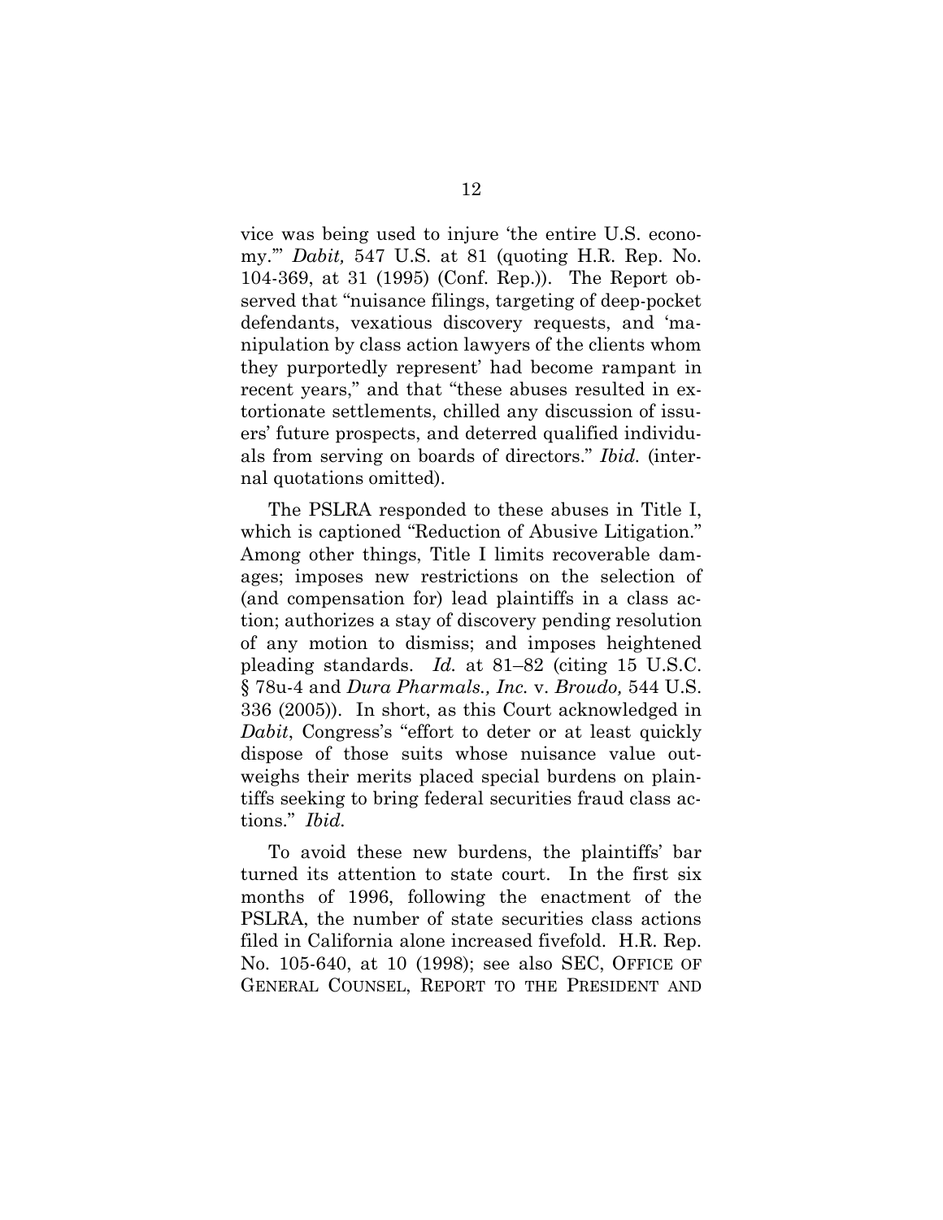vice was being used to injure 'the entire U.S. economy.'" *Dabit,* 547 U.S. at 81 (quoting H.R. Rep. No. 104-369, at 31 (1995) (Conf. Rep.)). The Report observed that "nuisance filings, targeting of deep-pocket defendants, vexatious discovery requests, and 'manipulation by class action lawyers of the clients whom they purportedly represent' had become rampant in recent years," and that "these abuses resulted in extortionate settlements, chilled any discussion of issuers' future prospects, and deterred qualified individuals from serving on boards of directors." *Ibid.* (internal quotations omitted).

The PSLRA responded to these abuses in Title I, which is captioned "Reduction of Abusive Litigation." Among other things, Title I limits recoverable damages; imposes new restrictions on the selection of (and compensation for) lead plaintiffs in a class action; authorizes a stay of discovery pending resolution of any motion to dismiss; and imposes heightened pleading standards. *Id.* at 81–82 (citing 15 U.S.C. § 78u-4 and *Dura Pharmals., Inc.* v. *Broudo,* 544 U.S. 336 (2005)). In short, as this Court acknowledged in *Dabit*, Congress's "effort to deter or at least quickly dispose of those suits whose nuisance value outweighs their merits placed special burdens on plaintiffs seeking to bring federal securities fraud class actions." *Ibid.*

To avoid these new burdens, the plaintiffs' bar turned its attention to state court. In the first six months of 1996, following the enactment of the PSLRA, the number of state securities class actions filed in California alone increased fivefold. H.R. Rep. No. 105-640, at 10 (1998); see also SEC, OFFICE OF GENERAL COUNSEL, REPORT TO THE PRESIDENT AND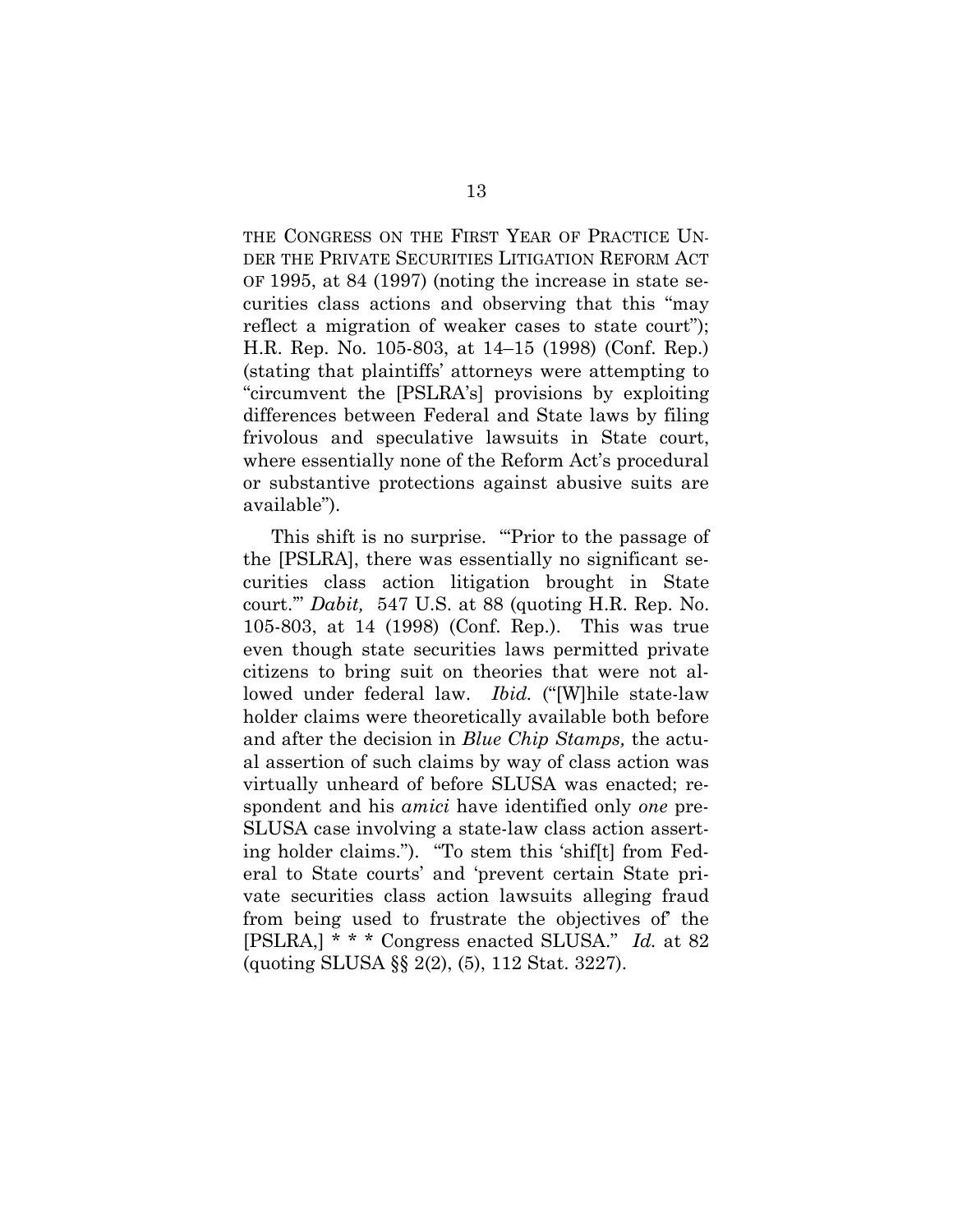THE CONGRESS ON THE FIRST YEAR OF PRACTICE UNDER THE PRIVATE SECURITIES LITIGATION REFORM ACT OF 1995, at 84 (1997) (noting the increase in state securities class actions and observing that this "may reflect a migration of weaker cases to state court"); H.R. Rep. No. 105-803, at 14–15 (1998) (Conf. Rep.) (stating that plaintiffs' attorneys were attempting to "circumvent the [PSLRA's] provisions by exploiting differences between Federal and State laws by filing frivolous and speculative lawsuits in State court, where essentially none of the Reform Act's procedural or substantive protections against abusive suits are available").

This shift is no surprise. "'Prior to the passage of the [PSLRA], there was essentially no significant securities class action litigation brought in State court.'" *Dabit,* 547 U.S. at 88 (quoting H.R. Rep. No. 105-803, at 14 (1998) (Conf. Rep.). This was true even though state securities laws permitted private citizens to bring suit on theories that were not allowed under federal law. *Ibid.* ("[W]hile state-law holder claims were theoretically available both before and after the decision in *Blue Chip Stamps,* the actual assertion of such claims by way of class action was virtually unheard of before SLUSA was enacted; respondent and his *amici* have identified only *one* pre-SLUSA case involving a state-law class action asserting holder claims."). "To stem this 'shif[t] from Federal to State courts' and 'prevent certain State private securities class action lawsuits alleging fraud from being used to frustrate the objectives of' the [PSLRA,] * * * Congress enacted SLUSA." *Id.* at 82 (quoting SLUSA §§ 2(2), (5), 112 Stat. 3227).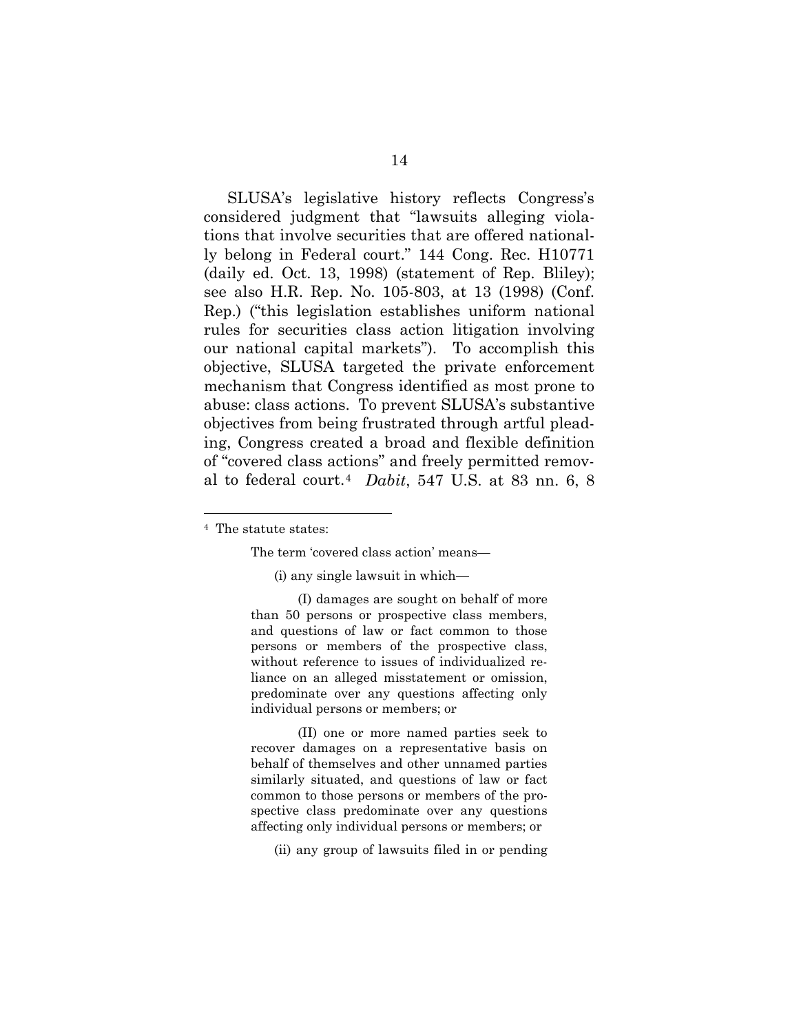SLUSA's legislative history reflects Congress's considered judgment that "lawsuits alleging violations that involve securities that are offered nationally belong in Federal court." 144 Cong. Rec. H10771 (daily ed. Oct. 13, 1998) (statement of Rep. Bliley); see also H.R. Rep. No. 105-803, at 13 (1998) (Conf. Rep.) ("this legislation establishes uniform national rules for securities class action litigation involving our national capital markets"). To accomplish this objective, SLUSA targeted the private enforcement mechanism that Congress identified as most prone to abuse: class actions. To prevent SLUSA's substantive objectives from being frustrated through artful pleading, Congress created a broad and flexible definition of "covered class actions" and freely permitted removal to federal court.[4] *Dabit*, 547 U.S. at 83 nn. 6, 8

---

[4] The statute states:

> The term 'covered class action' means—
>
> (i) any single lawsuit in which—
>
> (I) damages are sought on behalf of more than 50 persons or prospective class members, and questions of law or fact common to those persons or members of the prospective class, without reference to issues of individualized reliance on an alleged misstatement or omission, predominate over any questions affecting only individual persons or members; or
>
> (II) one or more named parties seek to recover damages on a representative basis on behalf of themselves and other unnamed parties similarly situated, and questions of law or fact common to those persons or members of the prospective class predominate over any questions affecting only individual persons or members; or
>
> (ii) any group of lawsuits filed in or pending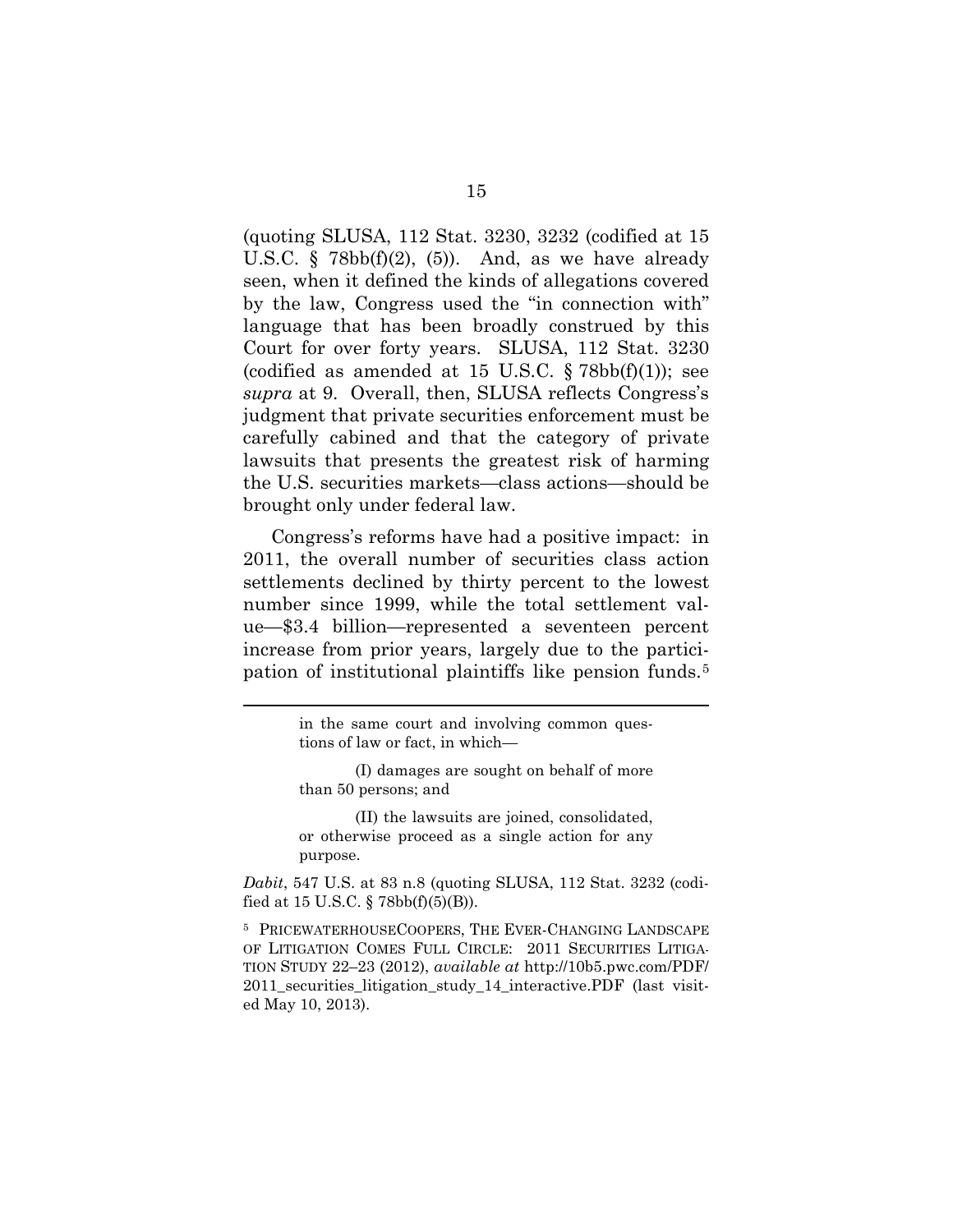(quoting SLUSA, 112 Stat. 3230, 3232 (codified at 15 U.S.C. § 78bb(f)(2), (5)). And, as we have already seen, when it defined the kinds of allegations covered by the law, Congress used the "in connection with" language that has been broadly construed by this Court for over forty years. SLUSA, 112 Stat. 3230 (codified as amended at 15 U.S.C. § 78bb(f)(1)); see *supra* at 9. Overall, then, SLUSA reflects Congress's judgment that private securities enforcement must be carefully cabined and that the category of private lawsuits that presents the greatest risk of harming the U.S. securities markets—class actions—should be brought only under federal law.

Congress's reforms have had a positive impact: in 2011, the overall number of securities class action settlements declined by thirty percent to the lowest number since 1999, while the total settlement value—$3.4 billion—represented a seventeen percent increase from prior years, largely due to the participation of institutional plaintiffs like pension funds.[5]

---

> in the same court and involving common questions of law or fact, in which—
>
> (I) damages are sought on behalf of more than 50 persons; and
>
> (II) the lawsuits are joined, consolidated, or otherwise proceed as a single action for any purpose.

*Dabit*, 547 U.S. at 83 n.8 (quoting SLUSA, 112 Stat. 3232 (codified at 15 U.S.C. § 78bb(f)(5)(B)).

[5] PRICEWATERHOUSECOOPERS, THE EVER-CHANGING LANDSCAPE OF LITIGATION COMES FULL CIRCLE: 2011 SECURITIES LITIGATION STUDY 22–23 (2012), *available at* http://10b5.pwc.com/PDF/2011_securities_litigation_study_14_interactive.PDF (last visited May 10, 2013).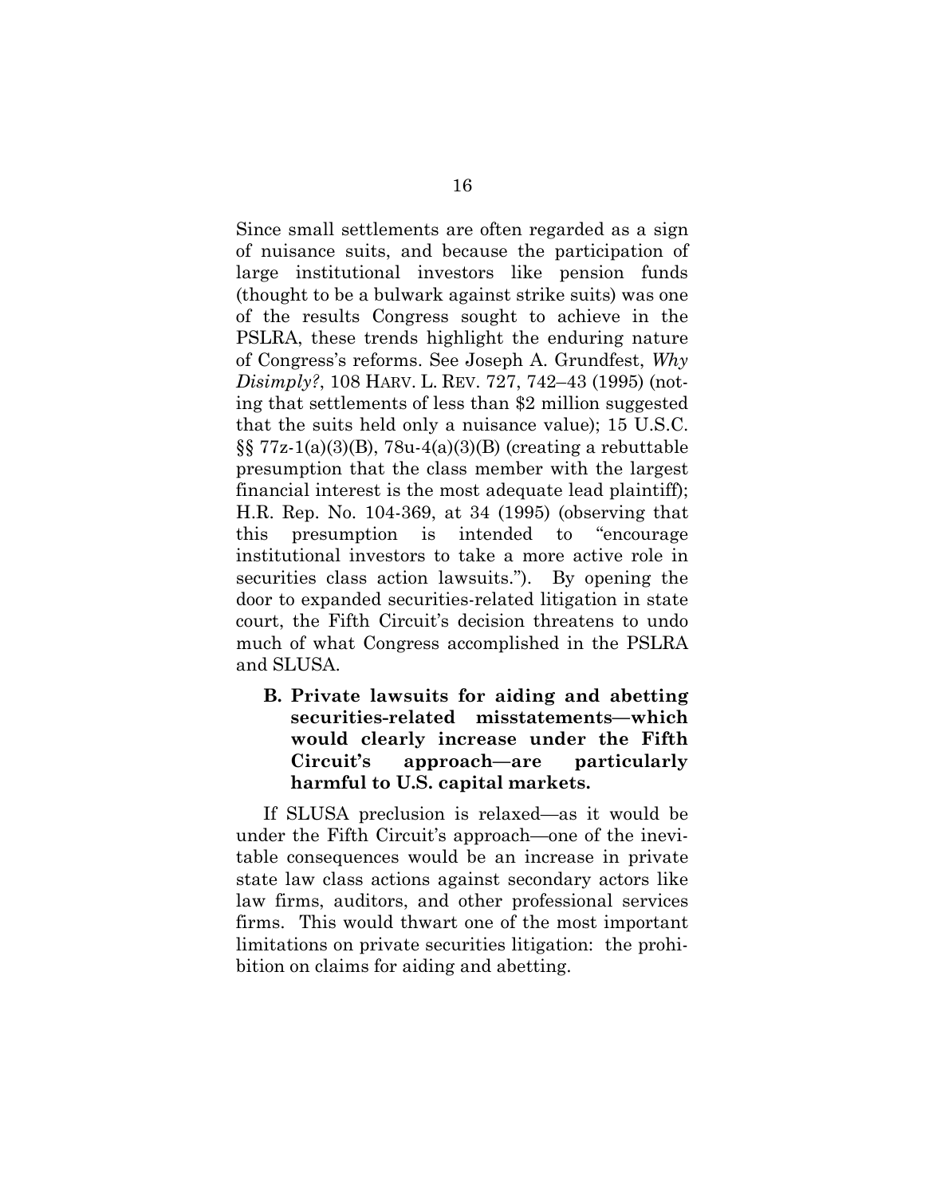Since small settlements are often regarded as a sign of nuisance suits, and because the participation of large institutional investors like pension funds (thought to be a bulwark against strike suits) was one of the results Congress sought to achieve in the PSLRA, these trends highlight the enduring nature of Congress's reforms. See Joseph A. Grundfest, *Why Disimply?*, 108 HARV. L. REV. 727, 742–43 (1995) (noting that settlements of less than $2 million suggested that the suits held only a nuisance value); 15 U.S.C. §§ 77z-1(a)(3)(B), 78u-4(a)(3)(B) (creating a rebuttable presumption that the class member with the largest financial interest is the most adequate lead plaintiff); H.R. Rep. No. 104-369, at 34 (1995) (observing that this presumption is intended to "encourage institutional investors to take a more active role in securities class action lawsuits."). By opening the door to expanded securities-related litigation in state court, the Fifth Circuit's decision threatens to undo much of what Congress accomplished in the PSLRA and SLUSA.

### B. Private lawsuits for aiding and abetting securities-related misstatements—which would clearly increase under the Fifth Circuit's approach—are particularly harmful to U.S. capital markets.

If SLUSA preclusion is relaxed—as it would be under the Fifth Circuit's approach—one of the inevitable consequences would be an increase in private state law class actions against secondary actors like law firms, auditors, and other professional services firms. This would thwart one of the most important limitations on private securities litigation: the prohibition on claims for aiding and abetting.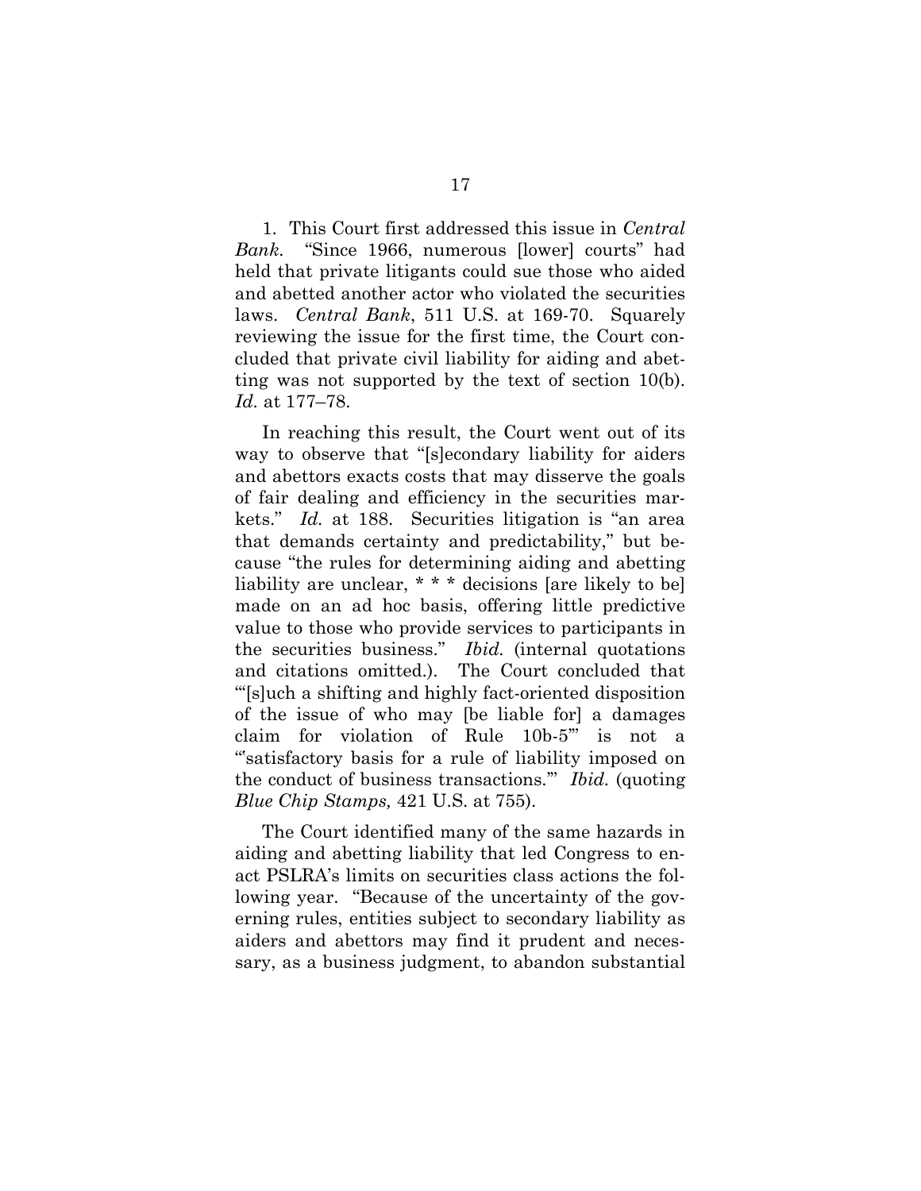1. This Court first addressed this issue in *Central Bank.* "Since 1966, numerous [lower] courts" had held that private litigants could sue those who aided and abetted another actor who violated the securities laws. *Central Bank*, 511 U.S. at 169-70. Squarely reviewing the issue for the first time, the Court concluded that private civil liability for aiding and abetting was not supported by the text of section 10(b). *Id.* at 177–78.

In reaching this result, the Court went out of its way to observe that "[s]econdary liability for aiders and abettors exacts costs that may disserve the goals of fair dealing and efficiency in the securities markets." *Id.* at 188. Securities litigation is "an area that demands certainty and predictability," but because "the rules for determining aiding and abetting liability are unclear, * * * decisions [are likely to be] made on an ad hoc basis, offering little predictive value to those who provide services to participants in the securities business." *Ibid.* (internal quotations and citations omitted.). The Court concluded that "'[s]uch a shifting and highly fact-oriented disposition of the issue of who may [be liable for] a damages claim for violation of Rule 10b-5'" is not a "'satisfactory basis for a rule of liability imposed on the conduct of business transactions.'" *Ibid.* (quoting *Blue Chip Stamps,* 421 U.S. at 755).

The Court identified many of the same hazards in aiding and abetting liability that led Congress to enact PSLRA's limits on securities class actions the following year. "Because of the uncertainty of the governing rules, entities subject to secondary liability as aiders and abettors may find it prudent and necessary, as a business judgment, to abandon substantial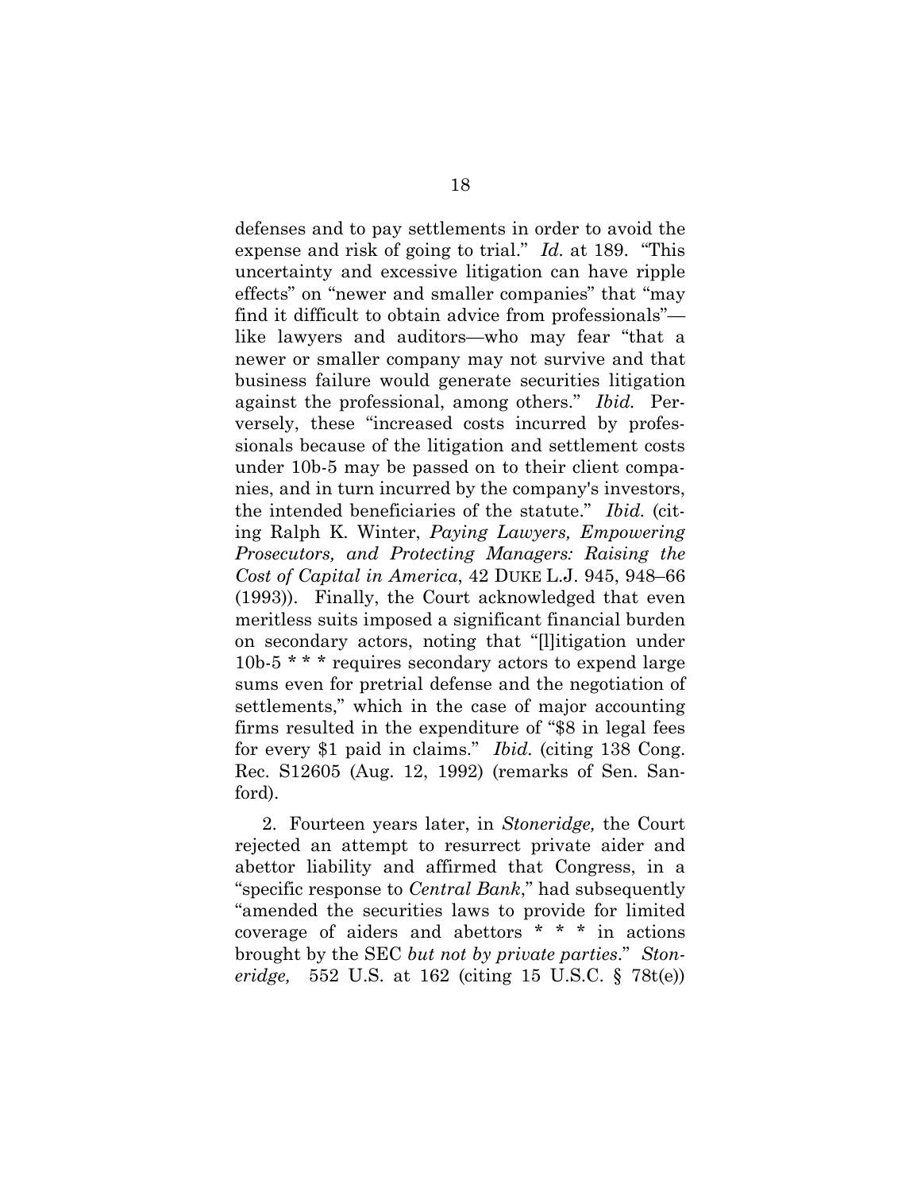defenses and to pay settlements in order to avoid the expense and risk of going to trial." *Id.* at 189. "This uncertainty and excessive litigation can have ripple effects" on "newer and smaller companies" that "may find it difficult to obtain advice from professionals"—like lawyers and auditors—who may fear "that a newer or smaller company may not survive and that business failure would generate securities litigation against the professional, among others." *Ibid.* Perversely, these "increased costs incurred by professionals because of the litigation and settlement costs under 10b-5 may be passed on to their client companies, and in turn incurred by the company's investors, the intended beneficiaries of the statute." *Ibid.* (citing Ralph K. Winter, *Paying Lawyers, Empowering Prosecutors, and Protecting Managers: Raising the Cost of Capital in America*, 42 DUKE L.J. 945, 948–66 (1993)). Finally, the Court acknowledged that even meritless suits imposed a significant financial burden on secondary actors, noting that "[l]itigation under 10b-5 * * * requires secondary actors to expend large sums even for pretrial defense and the negotiation of settlements," which in the case of major accounting firms resulted in the expenditure of "$8 in legal fees for every $1 paid in claims." *Ibid.* (citing 138 Cong. Rec. S12605 (Aug. 12, 1992) (remarks of Sen. Sanford).

2. Fourteen years later, in *Stoneridge,* the Court rejected an attempt to resurrect private aider and abettor liability and affirmed that Congress, in a "specific response to *Central Bank*," had subsequently "amended the securities laws to provide for limited coverage of aiders and abettors * * * in actions brought by the SEC *but not by private parties*." *Stoneridge,* 552 U.S. at 162 (citing 15 U.S.C. § 78t(e))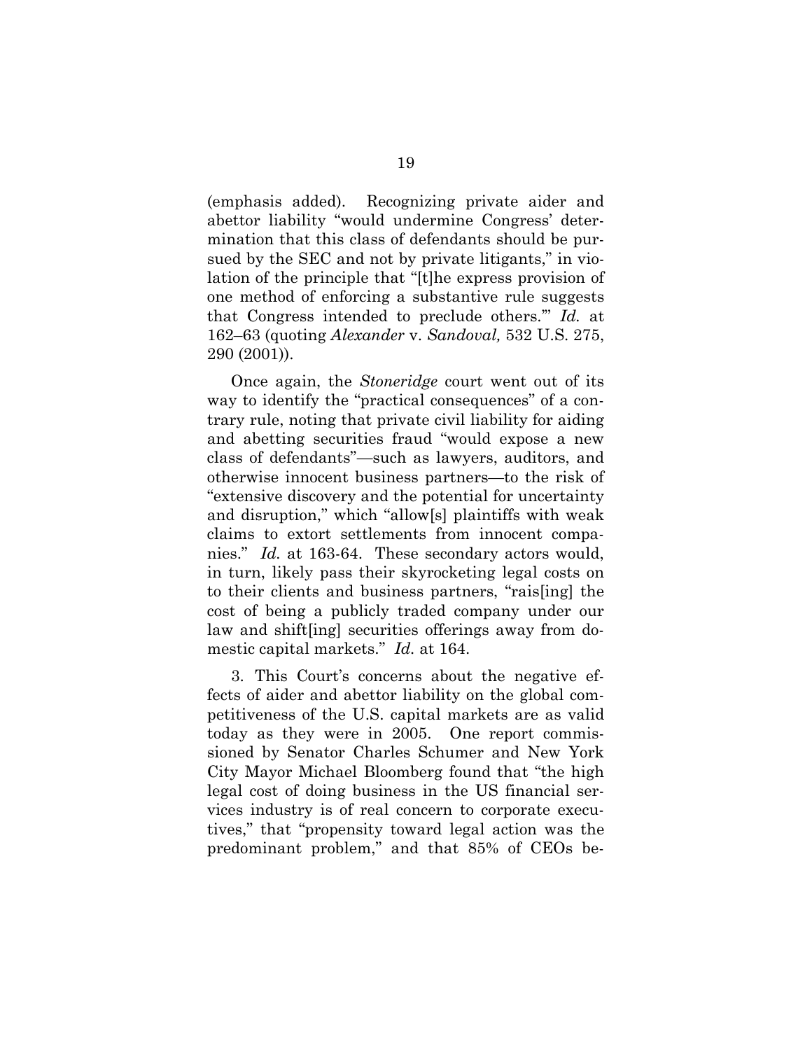(emphasis added). Recognizing private aider and abettor liability "would undermine Congress' determination that this class of defendants should be pursued by the SEC and not by private litigants," in violation of the principle that "[t]he express provision of one method of enforcing a substantive rule suggests that Congress intended to preclude others.'" *Id.* at 162–63 (quoting *Alexander* v. *Sandoval,* 532 U.S. 275, 290 (2001)).

Once again, the *Stoneridge* court went out of its way to identify the "practical consequences" of a contrary rule, noting that private civil liability for aiding and abetting securities fraud "would expose a new class of defendants"—such as lawyers, auditors, and otherwise innocent business partners—to the risk of "extensive discovery and the potential for uncertainty and disruption," which "allow[s] plaintiffs with weak claims to extort settlements from innocent companies." *Id.* at 163-64. These secondary actors would, in turn, likely pass their skyrocketing legal costs on to their clients and business partners, "rais[ing] the cost of being a publicly traded company under our law and shift[ing] securities offerings away from domestic capital markets." *Id.* at 164.

3. This Court's concerns about the negative effects of aider and abettor liability on the global competitiveness of the U.S. capital markets are as valid today as they were in 2005. One report commissioned by Senator Charles Schumer and New York City Mayor Michael Bloomberg found that "the high legal cost of doing business in the US financial services industry is of real concern to corporate executives," that "propensity toward legal action was the predominant problem," and that 85% of CEOs be-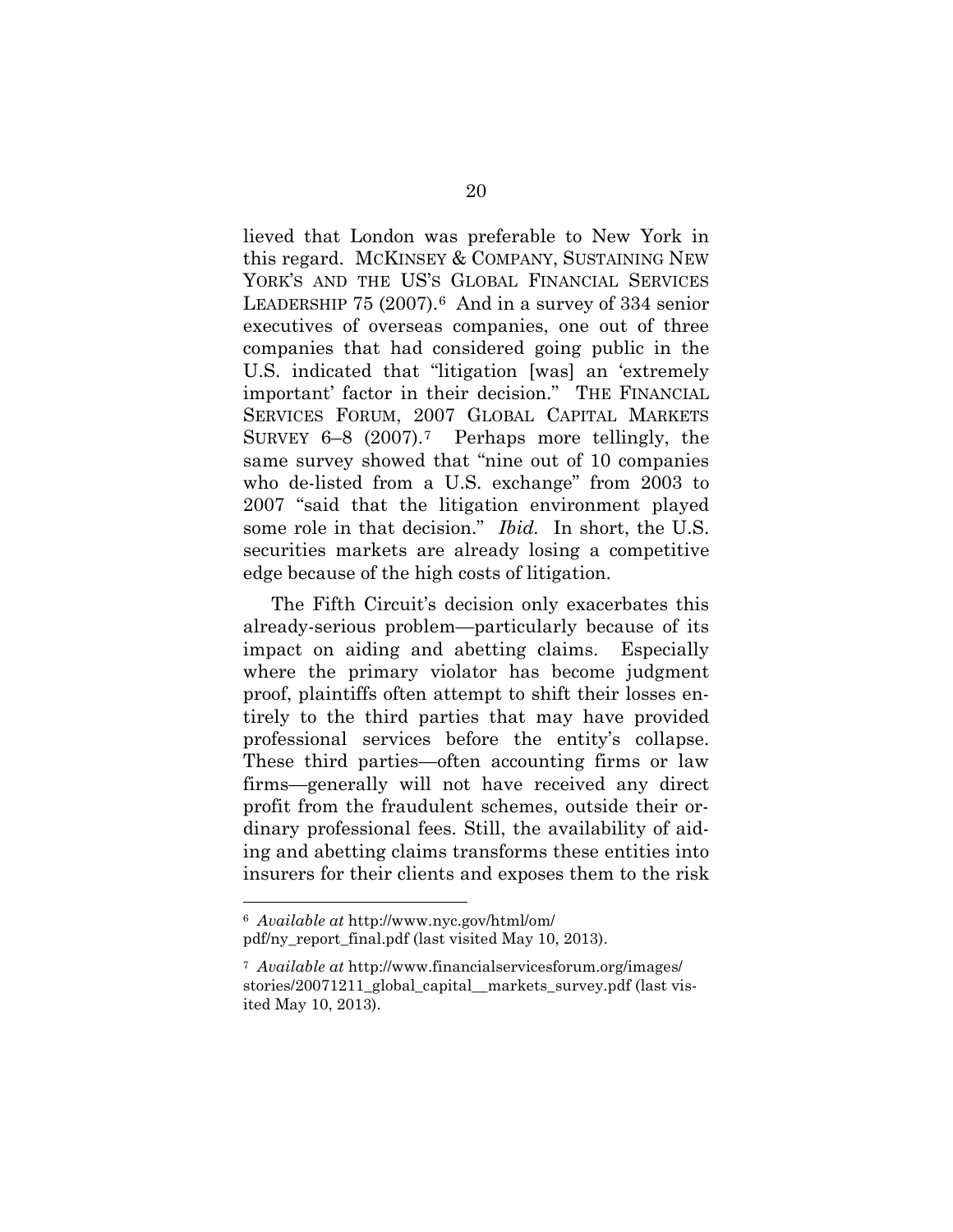lieved that London was preferable to New York in this regard. MCKINSEY & COMPANY, SUSTAINING NEW YORK'S AND THE US'S GLOBAL FINANCIAL SERVICES LEADERSHIP 75 (2007).[6] And in a survey of 334 senior executives of overseas companies, one out of three companies that had considered going public in the U.S. indicated that "litigation [was] an 'extremely important' factor in their decision." THE FINANCIAL SERVICES FORUM, 2007 GLOBAL CAPITAL MARKETS SURVEY 6–8 (2007).[7] Perhaps more tellingly, the same survey showed that "nine out of 10 companies who de-listed from a U.S. exchange" from 2003 to 2007 "said that the litigation environment played some role in that decision." *Ibid.* In short, the U.S. securities markets are already losing a competitive edge because of the high costs of litigation.

The Fifth Circuit's decision only exacerbates this already-serious problem—particularly because of its impact on aiding and abetting claims. Especially where the primary violator has become judgment proof, plaintiffs often attempt to shift their losses entirely to the third parties that may have provided professional services before the entity's collapse. These third parties—often accounting firms or law firms—generally will not have received any direct profit from the fraudulent schemes, outside their ordinary professional fees. Still, the availability of aiding and abetting claims transforms these entities into insurers for their clients and exposes them to the risk

---

[6] *Available at* http://www.nyc.gov/html/om/pdf/ny_report_final.pdf (last visited May 10, 2013).

[7] *Available at* http://www.financialservicesforum.org/images/stories/20071211_global_capital__markets_survey.pdf (last visited May 10, 2013).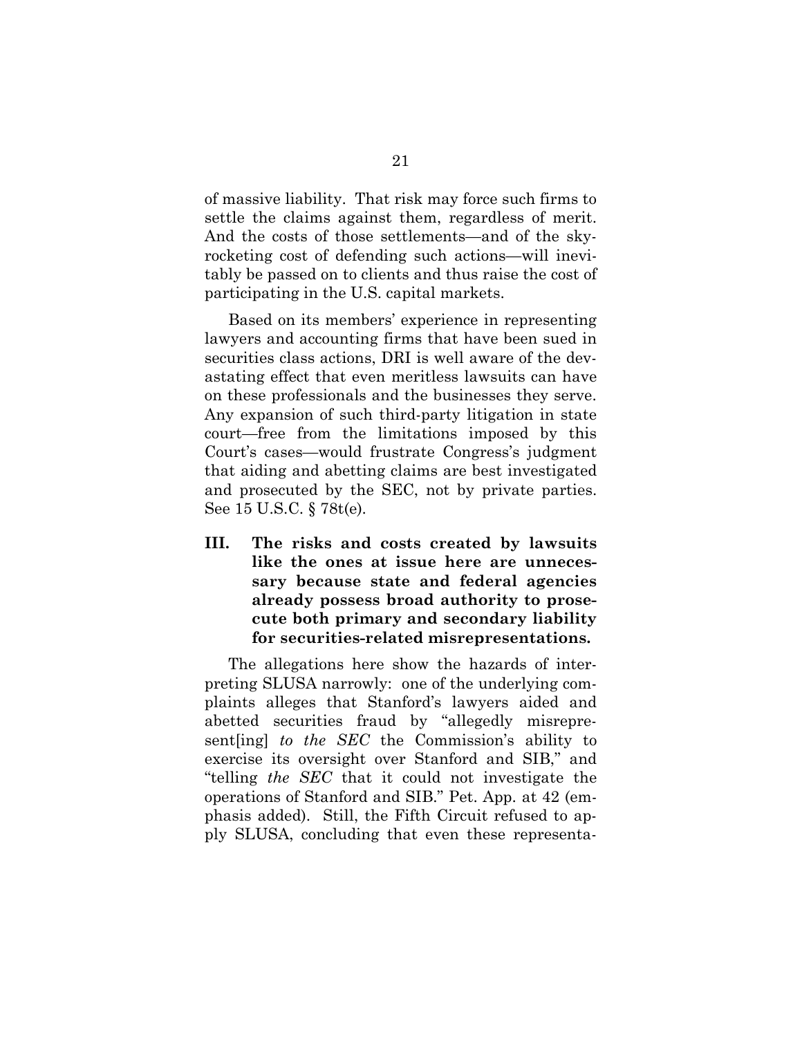of massive liability. That risk may force such firms to settle the claims against them, regardless of merit. And the costs of those settlements—and of the skyrocketing cost of defending such actions—will inevitably be passed on to clients and thus raise the cost of participating in the U.S. capital markets.

Based on its members' experience in representing lawyers and accounting firms that have been sued in securities class actions, DRI is well aware of the devastating effect that even meritless lawsuits can have on these professionals and the businesses they serve. Any expansion of such third-party litigation in state court—free from the limitations imposed by this Court's cases—would frustrate Congress's judgment that aiding and abetting claims are best investigated and prosecuted by the SEC, not by private parties. See 15 U.S.C. § 78t(e).

## III. The risks and costs created by lawsuits like the ones at issue here are unnecessary because state and federal agencies already possess broad authority to prosecute both primary and secondary liability for securities-related misrepresentations.

The allegations here show the hazards of interpreting SLUSA narrowly: one of the underlying complaints alleges that Stanford's lawyers aided and abetted securities fraud by "allegedly misrepresent[ing] *to the SEC* the Commission's ability to exercise its oversight over Stanford and SIB," and "telling *the SEC* that it could not investigate the operations of Stanford and SIB." Pet. App. at 42 (emphasis added). Still, the Fifth Circuit refused to apply SLUSA, concluding that even these representa-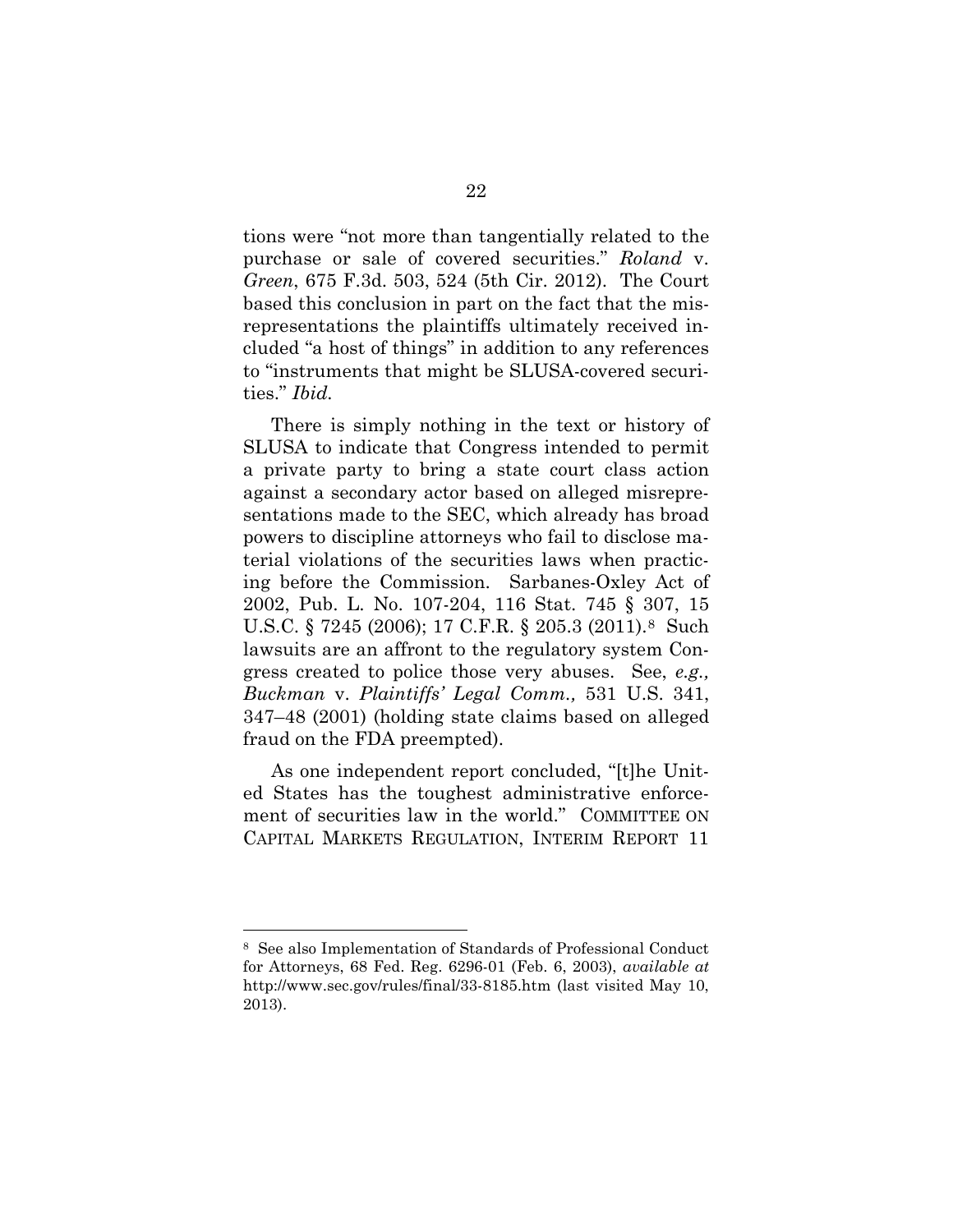tions were "not more than tangentially related to the purchase or sale of covered securities." *Roland* v. *Green*, 675 F.3d. 503, 524 (5th Cir. 2012). The Court based this conclusion in part on the fact that the misrepresentations the plaintiffs ultimately received included "a host of things" in addition to any references to "instruments that might be SLUSA-covered securities." *Ibid.*

There is simply nothing in the text or history of SLUSA to indicate that Congress intended to permit a private party to bring a state court class action against a secondary actor based on alleged misrepresentations made to the SEC, which already has broad powers to discipline attorneys who fail to disclose material violations of the securities laws when practicing before the Commission. Sarbanes-Oxley Act of 2002, Pub. L. No. 107-204, 116 Stat. 745 § 307, 15 U.S.C. § 7245 (2006); 17 C.F.R. § 205.3 (2011).[8] Such lawsuits are an affront to the regulatory system Congress created to police those very abuses. See, *e.g., Buckman* v. *Plaintiffs' Legal Comm.,* 531 U.S. 341, 347–48 (2001) (holding state claims based on alleged fraud on the FDA preempted).

As one independent report concluded, "[t]he United States has the toughest administrative enforcement of securities law in the world." COMMITTEE ON CAPITAL MARKETS REGULATION, INTERIM REPORT 11

---

[8] See also Implementation of Standards of Professional Conduct for Attorneys, 68 Fed. Reg. 6296-01 (Feb. 6, 2003), *available at* http://www.sec.gov/rules/final/33-8185.htm (last visited May 10, 2013).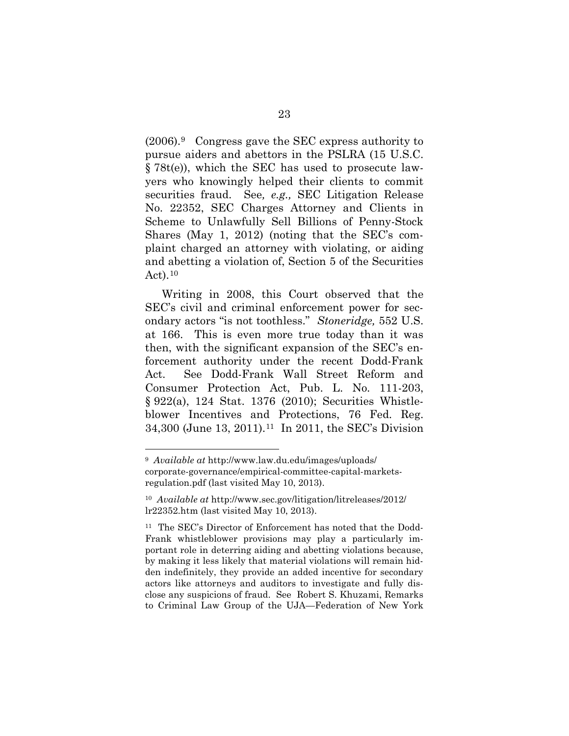(2006).[9] Congress gave the SEC express authority to pursue aiders and abettors in the PSLRA (15 U.S.C. § 78t(e)), which the SEC has used to prosecute lawyers who knowingly helped their clients to commit securities fraud. See*, e.g.,* SEC Litigation Release No. 22352, SEC Charges Attorney and Clients in Scheme to Unlawfully Sell Billions of Penny-Stock Shares (May 1, 2012) (noting that the SEC's complaint charged an attorney with violating, or aiding and abetting a violation of, Section 5 of the Securities Act).[10]

Writing in 2008, this Court observed that the SEC's civil and criminal enforcement power for secondary actors "is not toothless." *Stoneridge,* 552 U.S. at 166. This is even more true today than it was then, with the significant expansion of the SEC's enforcement authority under the recent Dodd-Frank Act. See Dodd-Frank Wall Street Reform and Consumer Protection Act, Pub. L. No. 111-203, § 922(a), 124 Stat. 1376 (2010); Securities Whistleblower Incentives and Protections, 76 Fed. Reg. 34,300 (June 13, 2011).[11] In 2011, the SEC's Division

---

[9] *Available at* http://www.law.du.edu/images/uploads/corporate-governance/empirical-committee-capital-markets-regulation.pdf (last visited May 10, 2013).

[10] *Available at* http://www.sec.gov/litigation/litreleases/2012/lr22352.htm (last visited May 10, 2013).

[11] The SEC's Director of Enforcement has noted that the Dodd-Frank whistleblower provisions may play a particularly important role in deterring aiding and abetting violations because, by making it less likely that material violations will remain hidden indefinitely, they provide an added incentive for secondary actors like attorneys and auditors to investigate and fully disclose any suspicions of fraud. See Robert S. Khuzami, Remarks to Criminal Law Group of the UJA—Federation of New York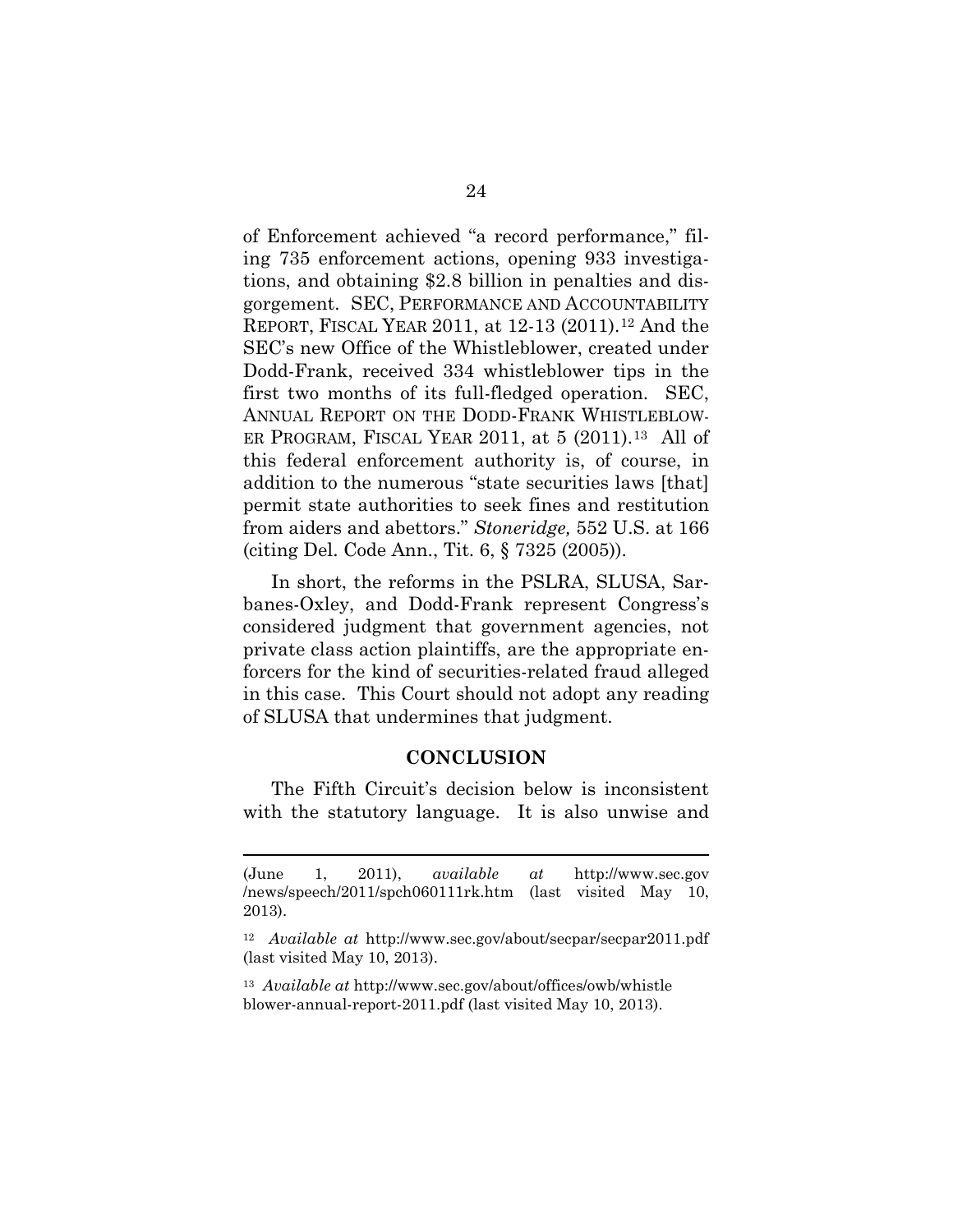of Enforcement achieved "a record performance," filing 735 enforcement actions, opening 933 investigations, and obtaining $2.8 billion in penalties and disgorgement. SEC, PERFORMANCE AND ACCOUNTABILITY REPORT, FISCAL YEAR 2011, at 12-13 (2011).[12] And the SEC's new Office of the Whistleblower, created under Dodd-Frank, received 334 whistleblower tips in the first two months of its full-fledged operation. SEC, ANNUAL REPORT ON THE DODD-FRANK WHISTLEBLOWER PROGRAM, FISCAL YEAR 2011, at 5 (2011).[13] All of this federal enforcement authority is, of course, in addition to the numerous "state securities laws [that] permit state authorities to seek fines and restitution from aiders and abettors." *Stoneridge,* 552 U.S. at 166 (citing Del. Code Ann., Tit. 6, § 7325 (2005)).

In short, the reforms in the PSLRA, SLUSA, Sarbanes-Oxley, and Dodd-Frank represent Congress's considered judgment that government agencies, not private class action plaintiffs, are the appropriate enforcers for the kind of securities-related fraud alleged in this case. This Court should not adopt any reading of SLUSA that undermines that judgment.

## CONCLUSION

The Fifth Circuit's decision below is inconsistent with the statutory language. It is also unwise and

---

(June 1, 2011), *available at* http://www.sec.gov/news/speech/2011/spch060111rk.htm (last visited May 10, 2013).

[12] *Available at* http://www.sec.gov/about/secpar/secpar2011.pdf (last visited May 10, 2013).

[13] *Available at* http://www.sec.gov/about/offices/owb/whistleblower-annual-report-2011.pdf (last visited May 10, 2013).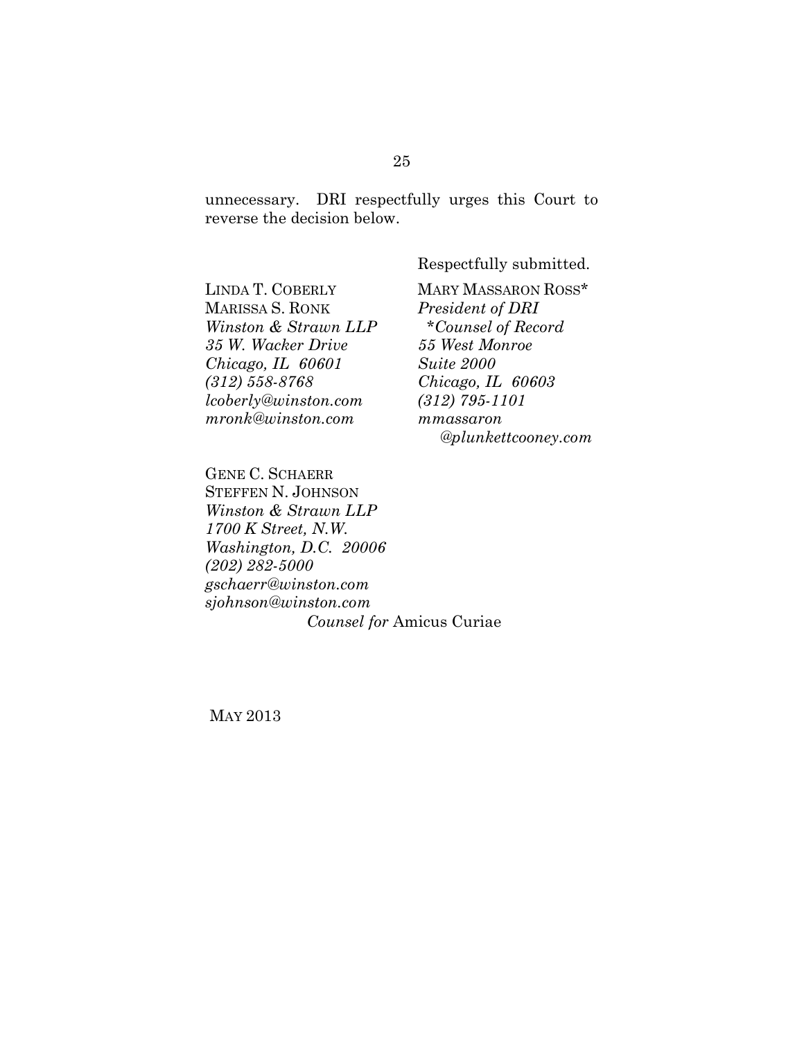unnecessary. DRI respectfully urges this Court to reverse the decision below.

Respectfully submitted.

MARY MASSARON ROSS*
*President of DRI*
*\*Counsel of Record*
*55 West Monroe*
*Suite 2000*
*Chicago, IL 60603*
*(312) 795-1101*
*mmassaron@plunkettcooney.com*

LINDA T. COBERLY
MARISSA S. RONK
*Winston & Strawn LLP*
*35 W. Wacker Drive*
*Chicago, IL 60601*
*(312) 558-8768*
*lcoberly@winston.com*
*mronk@winston.com*

GENE C. SCHAERR
STEFFEN N. JOHNSON
*Winston & Strawn LLP*
*1700 K Street, N.W.*
*Washington, D.C. 20006*
*(202) 282-5000*
*gschaerr@winston.com*
*sjohnson@winston.com*

*Counsel for* Amicus Curiae

MAY 2013